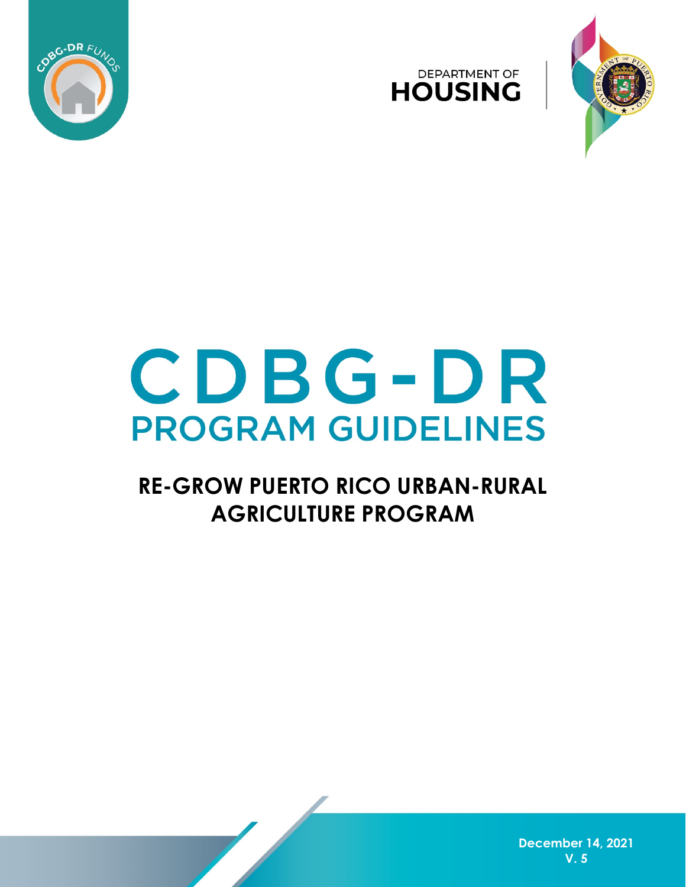DEPARTMENT OF
HOUSING

# CDBG-DR
## PROGRAM GUIDELINES

### RE-GROW PUERTO RICO URBAN-RURAL AGRICULTURE PROGRAM

December 14, 2021
V. 5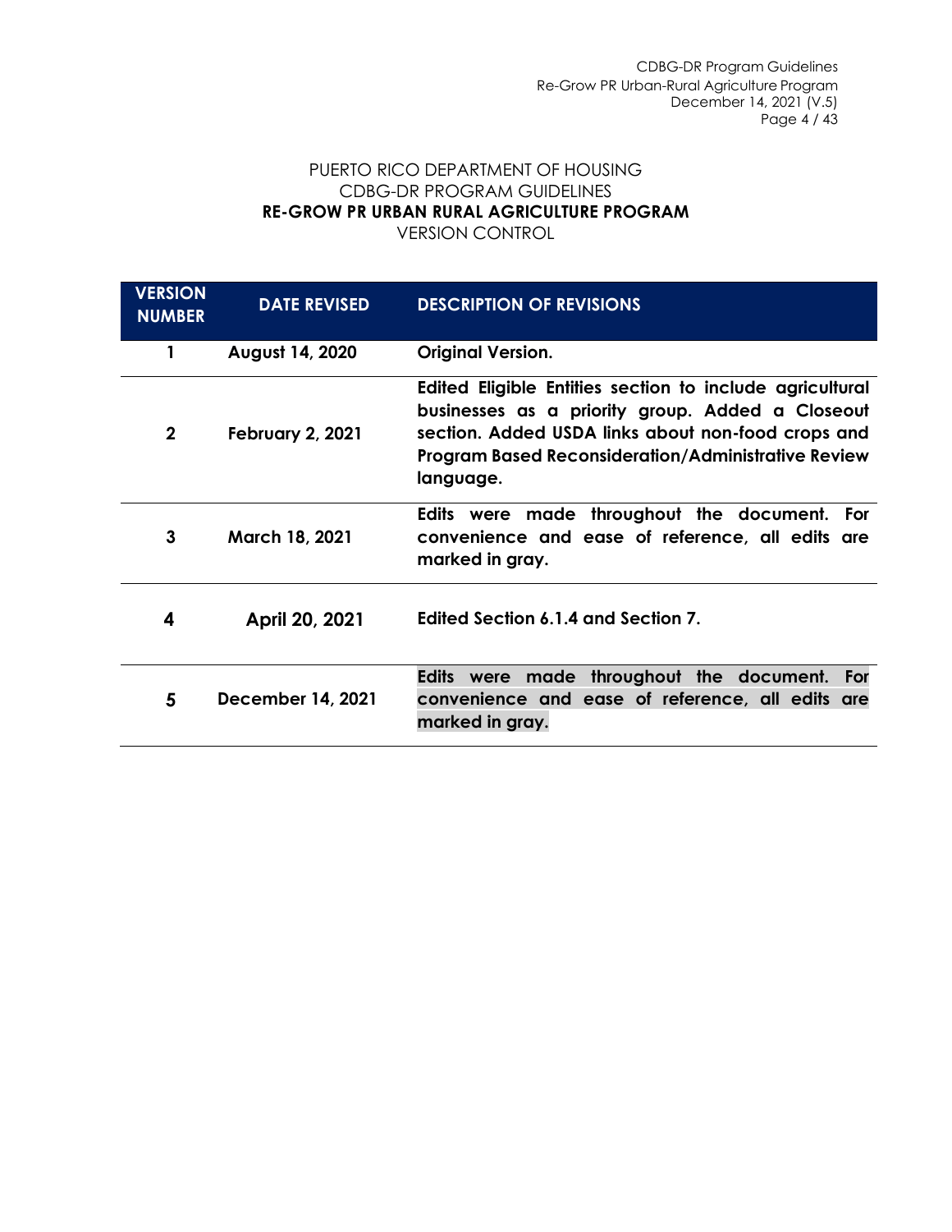PUERTO RICO DEPARTMENT OF HOUSING
CDBG-DR PROGRAM GUIDELINES
**RE-GROW PR URBAN RURAL AGRICULTURE PROGRAM**
VERSION CONTROL

| VERSION NUMBER | DATE REVISED | DESCRIPTION OF REVISIONS |
|---|---|---|
| 1 | August 14, 2020 | Original Version. |
| 2 | February 2, 2021 | Edited Eligible Entities section to include agricultural businesses as a priority group. Added a Closeout section. Added USDA links about non-food crops and Program Based Reconsideration/Administrative Review language. |
| 3 | March 18, 2021 | Edits were made throughout the document. For convenience and ease of reference, all edits are marked in gray. |
| 4 | April 20, 2021 | Edited Section 6.1.4 and Section 7. |
| 5 | December 14, 2021 | Edits were made throughout the document. For convenience and ease of reference, all edits are marked in gray. |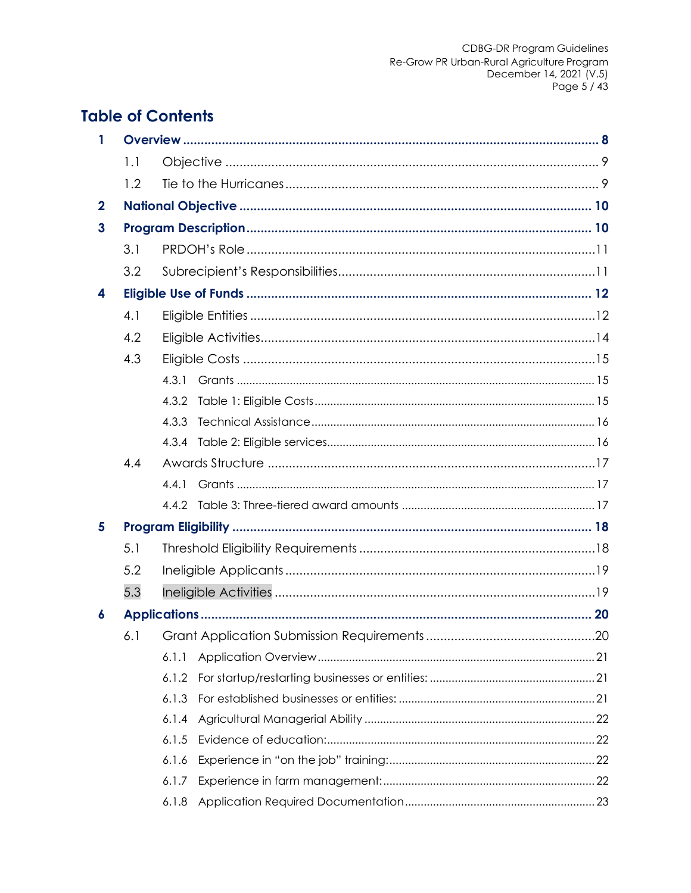# Table of Contents

**1 Overview** ........ **8**

- 1.1 Objective ........ 9
- 1.2 Tie to the Hurricanes ........ 9

**2 National Objective** ........ **10**

**3 Program Description** ........ **10**

- 3.1 PRDOH's Role ........ 11
- 3.2 Subrecipient's Responsibilities ........ 11

**4 Eligible Use of Funds** ........ **12**

- 4.1 Eligible Entities ........ 12
- 4.2 Eligible Activities ........ 14
- 4.3 Eligible Costs ........ 15
  - 4.3.1 Grants ........ 15
  - 4.3.2 Table 1: Eligible Costs ........ 15
  - 4.3.3 Technical Assistance ........ 16
  - 4.3.4 Table 2: Eligible services ........ 16
- 4.4 Awards Structure ........ 17
  - 4.4.1 Grants ........ 17
  - 4.4.2 Table 3: Three-tiered award amounts ........ 17

**5 Program Eligibility** ........ **18**

- 5.1 Threshold Eligibility Requirements ........ 18
- 5.2 Ineligible Applicants ........ 19
- 5.3 Ineligible Activities ........ 19

**6 Applications** ........ **20**

- 6.1 Grant Application Submission Requirements ........ 20
  - 6.1.1 Application Overview ........ 21
  - 6.1.2 For startup/restarting businesses or entities: ........ 21
  - 6.1.3 For established businesses or entities: ........ 21
  - 6.1.4 Agricultural Managerial Ability ........ 22
  - 6.1.5 Evidence of education: ........ 22
  - 6.1.6 Experience in "on the job" training: ........ 22
  - 6.1.7 Experience in farm management: ........ 22
  - 6.1.8 Application Required Documentation ........ 23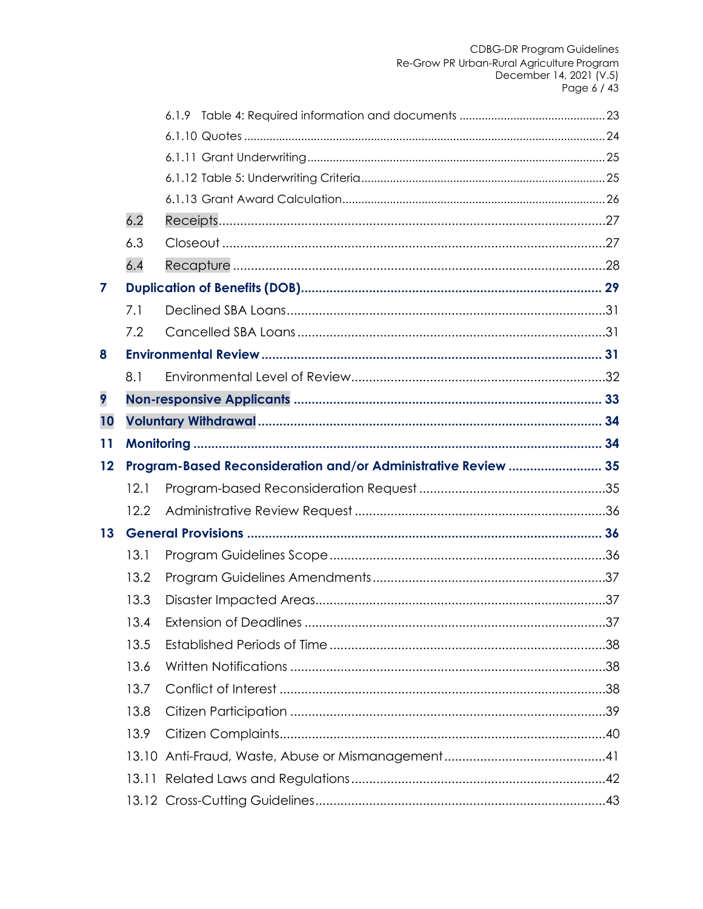6.1.9 Table 4: Required information and documents ........................................ 23

6.1.10 Quotes ........................................................................................................ 24

6.1.11 Grant Underwriting .................................................................................... 25

6.1.12 Table 5: Underwriting Criteria ................................................................. 25

6.1.13 Grant Award Calculation ......................................................................... 26

6.2 Receipts ........................................................................................................ 27

6.3 Closeout ........................................................................................................ 27

6.4 Recapture ..................................................................................................... 28

**7 Duplication of Benefits (DOB) ............................................................................ 29**

7.1 Declined SBA Loans ...................................................................................... 31

7.2 Cancelled SBA Loans .................................................................................... 31

**8 Environmental Review ........................................................................................ 31**

8.1 Environmental Level of Review ................................................................... 32

**9 Non-responsive Applicants ................................................................................ 33**

**10 Voluntary Withdrawal ........................................................................................ 34**

**11 Monitoring .......................................................................................................... 34**

**12 Program-Based Reconsideration and/or Administrative Review ..................... 35**

12.1 Program-based Reconsideration Request ................................................. 35

12.2 Administrative Review Request .................................................................. 36

**13 General Provisions .............................................................................................. 36**

13.1 Program Guidelines Scope ......................................................................... 36

13.2 Program Guidelines Amendments ............................................................ 37

13.3 Disaster Impacted Areas ............................................................................. 37

13.4 Extension of Deadlines ................................................................................ 37

13.5 Established Periods of Time ......................................................................... 38

13.6 Written Notifications .................................................................................... 38

13.7 Conflict of Interest ....................................................................................... 38

13.8 Citizen Participation .................................................................................... 39

13.9 Citizen Complaints ....................................................................................... 40

13.10 Anti-Fraud, Waste, Abuse or Mismanagement ........................................ 41

13.11 Related Laws and Regulations .................................................................. 42

13.12 Cross-Cutting Guidelines ........................................................................... 43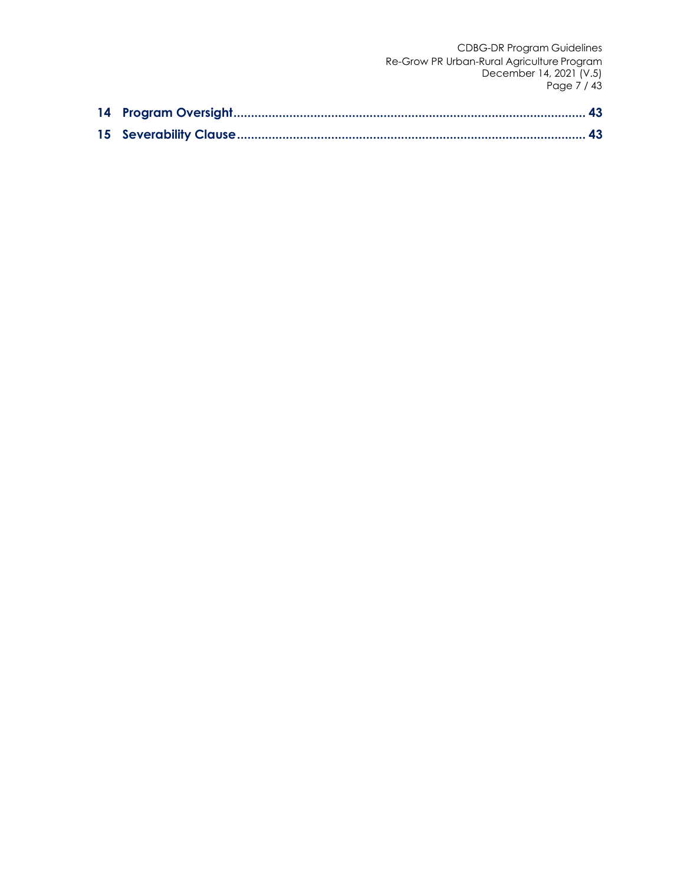**14 Program Oversight .................................................................................................. 43**

**15 Severability Clause ................................................................................................ 43**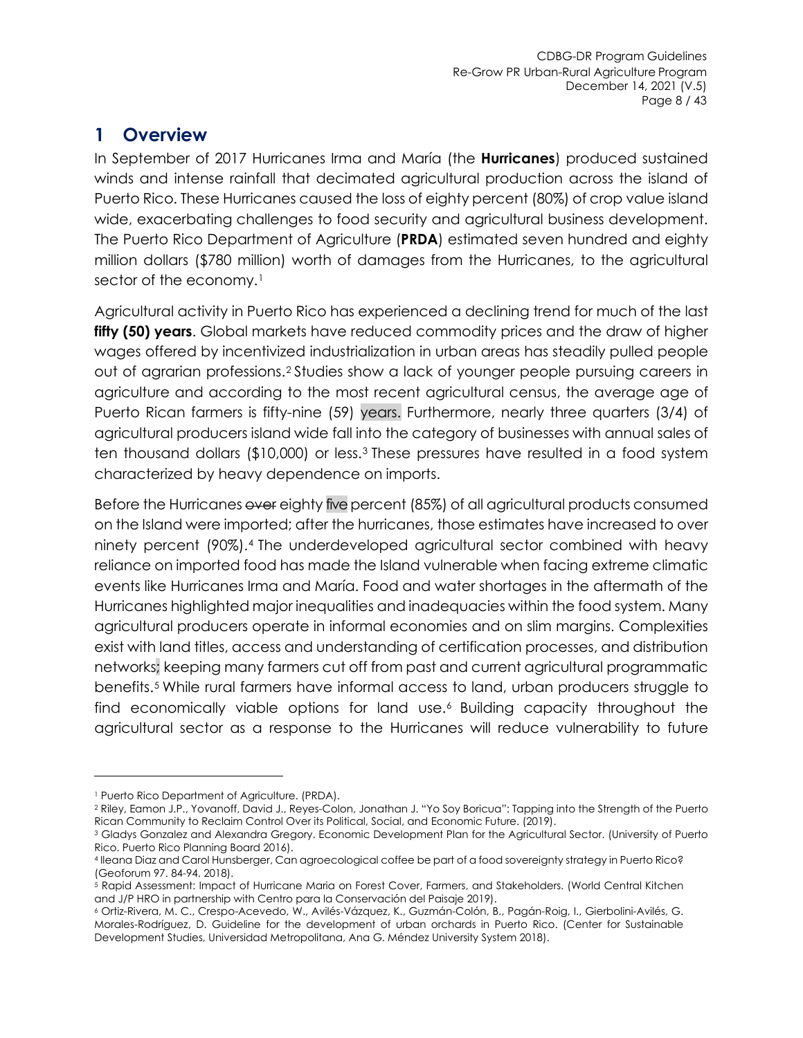# 1 Overview

In September of 2017 Hurricanes Irma and María (the **Hurricanes**) produced sustained winds and intense rainfall that decimated agricultural production across the island of Puerto Rico. These Hurricanes caused the loss of eighty percent (80%) of crop value island wide, exacerbating challenges to food security and agricultural business development. The Puerto Rico Department of Agriculture (**PRDA**) estimated seven hundred and eighty million dollars ($780 million) worth of damages from the Hurricanes, to the agricultural sector of the economy.[1]

Agricultural activity in Puerto Rico has experienced a declining trend for much of the last **fifty (50) years**. Global markets have reduced commodity prices and the draw of higher wages offered by incentivized industrialization in urban areas has steadily pulled people out of agrarian professions.[2] Studies show a lack of younger people pursuing careers in agriculture and according to the most recent agricultural census, the average age of Puerto Rican farmers is fifty-nine (59) years. Furthermore, nearly three quarters (3/4) of agricultural producers island wide fall into the category of businesses with annual sales of ten thousand dollars ($10,000) or less.[3] These pressures have resulted in a food system characterized by heavy dependence on imports.

Before the Hurricanes ~~over~~ eighty five percent (85%) of all agricultural products consumed on the Island were imported; after the hurricanes, those estimates have increased to over ninety percent (90%).[4] The underdeveloped agricultural sector combined with heavy reliance on imported food has made the Island vulnerable when facing extreme climatic events like Hurricanes Irma and María. Food and water shortages in the aftermath of the Hurricanes highlighted major inequalities and inadequacies within the food system. Many agricultural producers operate in informal economies and on slim margins. Complexities exist with land titles, access and understanding of certification processes, and distribution networks; keeping many farmers cut off from past and current agricultural programmatic benefits.[5] While rural farmers have informal access to land, urban producers struggle to find economically viable options for land use.[6] Building capacity throughout the agricultural sector as a response to the Hurricanes will reduce vulnerability to future

---

[1] Puerto Rico Department of Agriculture. (PRDA).

[2] Riley, Eamon J.P., Yovanoff, David J., Reyes-Colon, Jonathan J. "Yo Soy Boricua": Tapping into the Strength of the Puerto Rican Community to Reclaim Control Over its Political, Social, and Economic Future. (2019).

[3] Gladys Gonzalez and Alexandra Gregory. Economic Development Plan for the Agricultural Sector. (University of Puerto Rico. Puerto Rico Planning Board 2016).

[4] Ileana Diaz and Carol Hunsberger, Can agroecological coffee be part of a food sovereignty strategy in Puerto Rico? (Geoforum 97. 84-94. 2018).

[5] Rapid Assessment: Impact of Hurricane Maria on Forest Cover, Farmers, and Stakeholders. (World Central Kitchen and J/P HRO in partnership with Centro para la Conservación del Paisaje 2019).

[6] Ortiz-Rivera, M. C., Crespo-Acevedo, W., Avilés-Vázquez, K., Guzmán-Colón, B., Pagán-Roig, I., Gierbolini-Avilés, G. Morales-Rodríguez, D. Guideline for the development of urban orchards in Puerto Rico. (Center for Sustainable Development Studies, Universidad Metropolitana, Ana G. Méndez University System 2018).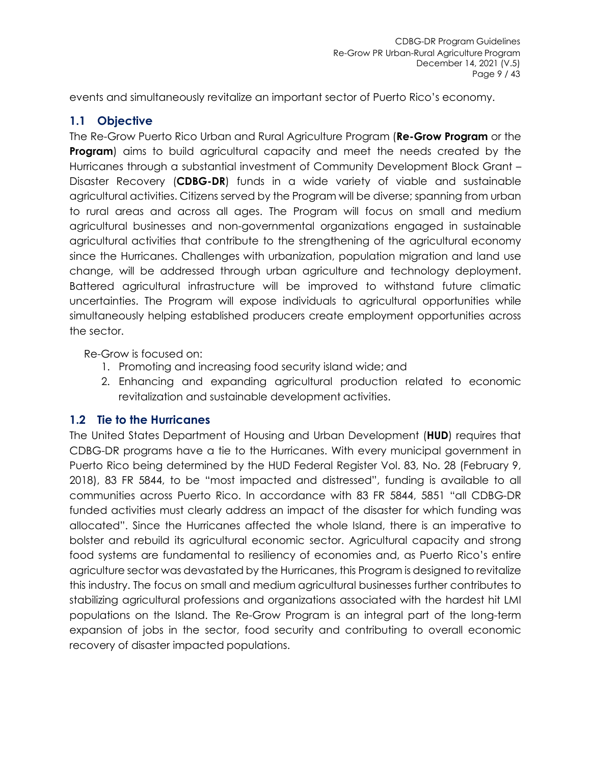events and simultaneously revitalize an important sector of Puerto Rico's economy.

## 1.1 Objective

The Re-Grow Puerto Rico Urban and Rural Agriculture Program (**Re-Grow Program** or the **Program**) aims to build agricultural capacity and meet the needs created by the Hurricanes through a substantial investment of Community Development Block Grant – Disaster Recovery (**CDBG-DR**) funds in a wide variety of viable and sustainable agricultural activities. Citizens served by the Program will be diverse; spanning from urban to rural areas and across all ages. The Program will focus on small and medium agricultural businesses and non-governmental organizations engaged in sustainable agricultural activities that contribute to the strengthening of the agricultural economy since the Hurricanes. Challenges with urbanization, population migration and land use change, will be addressed through urban agriculture and technology deployment. Battered agricultural infrastructure will be improved to withstand future climatic uncertainties. The Program will expose individuals to agricultural opportunities while simultaneously helping established producers create employment opportunities across the sector.

Re-Grow is focused on:

1. Promoting and increasing food security island wide; and
2. Enhancing and expanding agricultural production related to economic revitalization and sustainable development activities.

## 1.2 Tie to the Hurricanes

The United States Department of Housing and Urban Development (**HUD**) requires that CDBG-DR programs have a tie to the Hurricanes. With every municipal government in Puerto Rico being determined by the HUD Federal Register Vol. 83, No. 28 (February 9, 2018), 83 FR 5844, to be "most impacted and distressed", funding is available to all communities across Puerto Rico. In accordance with 83 FR 5844, 5851 "all CDBG-DR funded activities must clearly address an impact of the disaster for which funding was allocated". Since the Hurricanes affected the whole Island, there is an imperative to bolster and rebuild its agricultural economic sector. Agricultural capacity and strong food systems are fundamental to resiliency of economies and, as Puerto Rico's entire agriculture sector was devastated by the Hurricanes, this Program is designed to revitalize this industry. The focus on small and medium agricultural businesses further contributes to stabilizing agricultural professions and organizations associated with the hardest hit LMI populations on the Island. The Re-Grow Program is an integral part of the long-term expansion of jobs in the sector, food security and contributing to overall economic recovery of disaster impacted populations.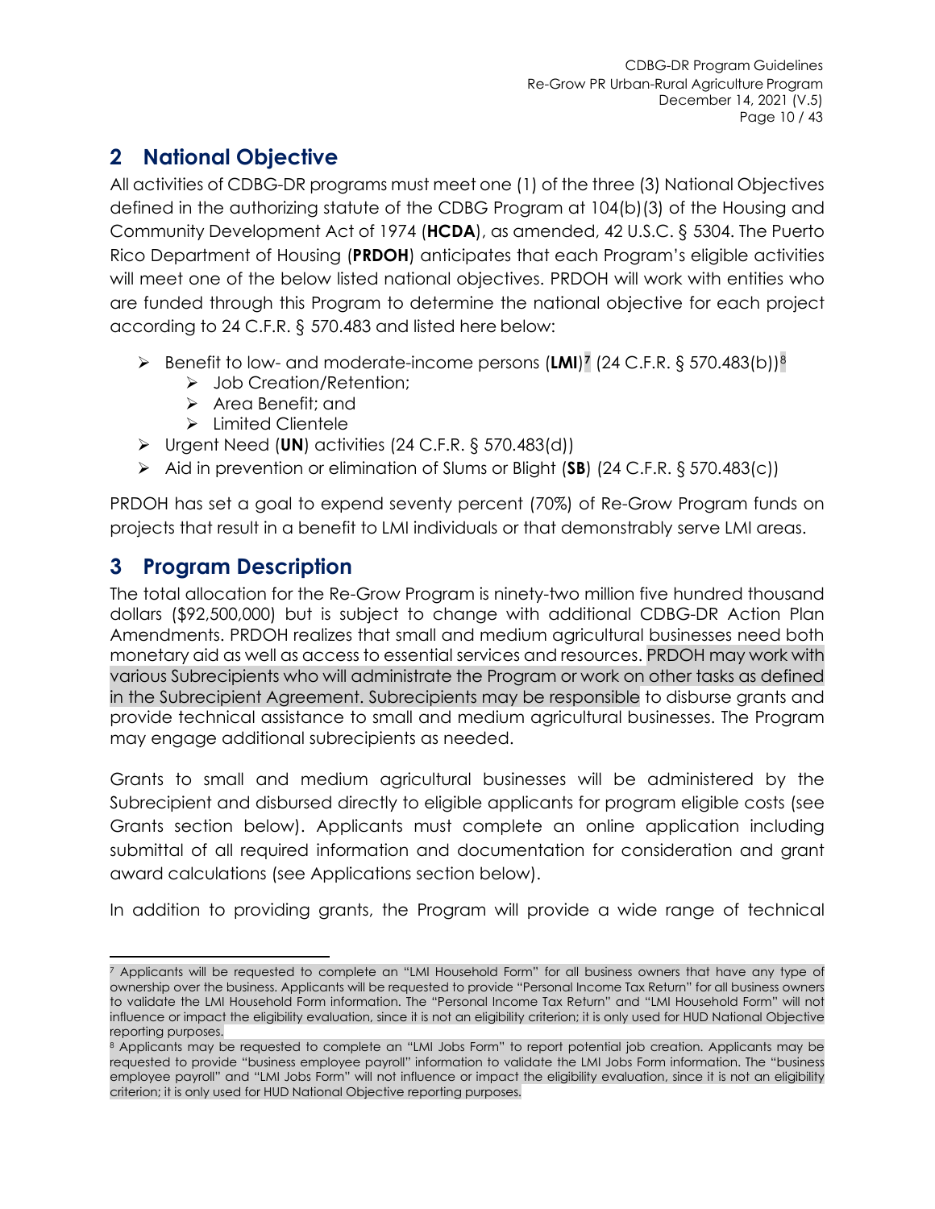## 2 National Objective

All activities of CDBG-DR programs must meet one (1) of the three (3) National Objectives defined in the authorizing statute of the CDBG Program at 104(b)(3) of the Housing and Community Development Act of 1974 (**HCDA**), as amended, 42 U.S.C. § 5304. The Puerto Rico Department of Housing (**PRDOH**) anticipates that each Program's eligible activities will meet one of the below listed national objectives. PRDOH will work with entities who are funded through this Program to determine the national objective for each project according to 24 C.F.R. § 570.483 and listed here below:

- Benefit to low- and moderate-income persons (**LMI**)[7] (24 C.F.R. § 570.483(b))[8]
  - Job Creation/Retention;
  - Area Benefit; and
  - Limited Clientele
- Urgent Need (**UN**) activities (24 C.F.R. § 570.483(d))
- Aid in prevention or elimination of Slums or Blight (**SB**) (24 C.F.R. § 570.483(c))

PRDOH has set a goal to expend seventy percent (70%) of Re-Grow Program funds on projects that result in a benefit to LMI individuals or that demonstrably serve LMI areas.

## 3 Program Description

The total allocation for the Re-Grow Program is ninety-two million five hundred thousand dollars ($92,500,000) but is subject to change with additional CDBG-DR Action Plan Amendments. PRDOH realizes that small and medium agricultural businesses need both monetary aid as well as access to essential services and resources. PRDOH may work with various Subrecipients who will administrate the Program or work on other tasks as defined in the Subrecipient Agreement. Subrecipients may be responsible to disburse grants and provide technical assistance to small and medium agricultural businesses. The Program may engage additional subrecipients as needed.

Grants to small and medium agricultural businesses will be administered by the Subrecipient and disbursed directly to eligible applicants for program eligible costs (see Grants section below). Applicants must complete an online application including submittal of all required information and documentation for consideration and grant award calculations (see Applications section below).

In addition to providing grants, the Program will provide a wide range of technical

---

[7] Applicants will be requested to complete an "LMI Household Form" for all business owners that have any type of ownership over the business. Applicants will be requested to provide "Personal Income Tax Return" for all business owners to validate the LMI Household Form information. The "Personal Income Tax Return" and "LMI Household Form" will not influence or impact the eligibility evaluation, since it is not an eligibility criterion; it is only used for HUD National Objective reporting purposes.

[8] Applicants may be requested to complete an "LMI Jobs Form" to report potential job creation. Applicants may be requested to provide "business employee payroll" information to validate the LMI Jobs Form information. The "business employee payroll" and "LMI Jobs Form" will not influence or impact the eligibility evaluation, since it is not an eligibility criterion; it is only used for HUD National Objective reporting purposes.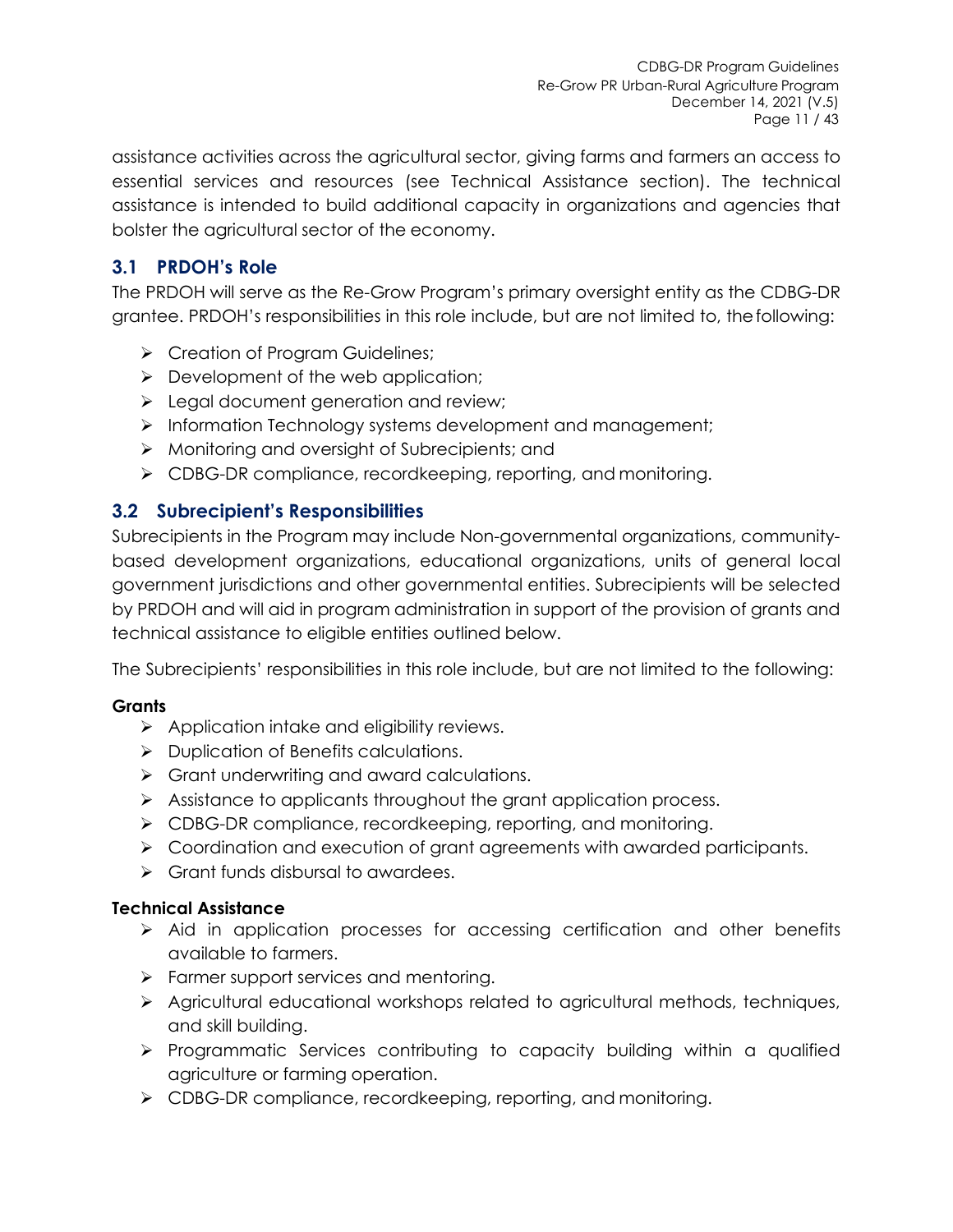assistance activities across the agricultural sector, giving farms and farmers an access to essential services and resources (see Technical Assistance section). The technical assistance is intended to build additional capacity in organizations and agencies that bolster the agricultural sector of the economy.

## 3.1 PRDOH's Role

The PRDOH will serve as the Re-Grow Program's primary oversight entity as the CDBG-DR grantee. PRDOH's responsibilities in this role include, but are not limited to, the following:

- Creation of Program Guidelines;
- Development of the web application;
- Legal document generation and review;
- Information Technology systems development and management;
- Monitoring and oversight of Subrecipients; and
- CDBG-DR compliance, recordkeeping, reporting, and monitoring.

## 3.2 Subrecipient's Responsibilities

Subrecipients in the Program may include Non-governmental organizations, community-based development organizations, educational organizations, units of general local government jurisdictions and other governmental entities. Subrecipients will be selected by PRDOH and will aid in program administration in support of the provision of grants and technical assistance to eligible entities outlined below.

The Subrecipients' responsibilities in this role include, but are not limited to the following:

**Grants**

- Application intake and eligibility reviews.
- Duplication of Benefits calculations.
- Grant underwriting and award calculations.
- Assistance to applicants throughout the grant application process.
- CDBG-DR compliance, recordkeeping, reporting, and monitoring.
- Coordination and execution of grant agreements with awarded participants.
- Grant funds disbursal to awardees.

**Technical Assistance**

- Aid in application processes for accessing certification and other benefits available to farmers.
- Farmer support services and mentoring.
- Agricultural educational workshops related to agricultural methods, techniques, and skill building.
- Programmatic Services contributing to capacity building within a qualified agriculture or farming operation.
- CDBG-DR compliance, recordkeeping, reporting, and monitoring.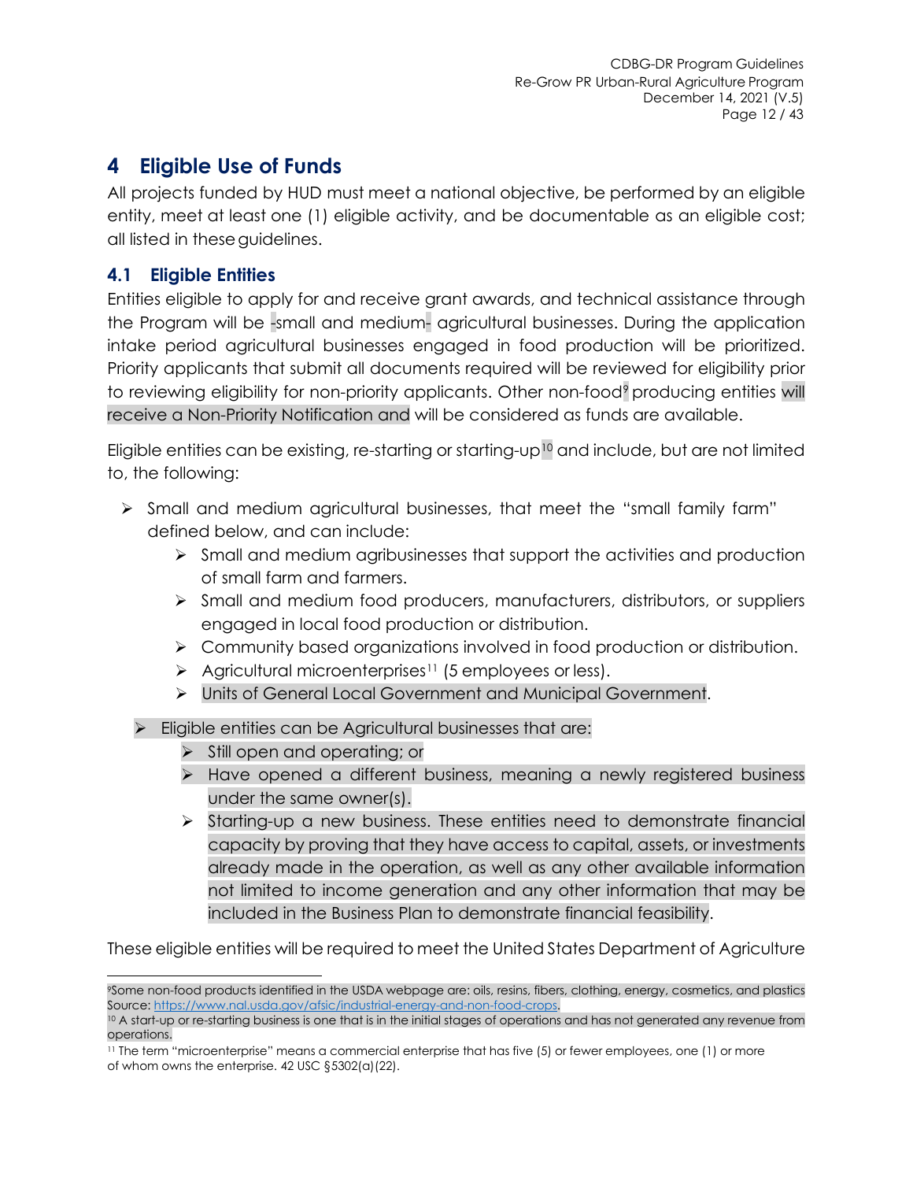# 4 Eligible Use of Funds

All projects funded by HUD must meet a national objective, be performed by an eligible entity, meet at least one (1) eligible activity, and be documentable as an eligible cost; all listed in these guidelines.

## 4.1 Eligible Entities

Entities eligible to apply for and receive grant awards, and technical assistance through the Program will be -small and medium- agricultural businesses. During the application intake period agricultural businesses engaged in food production will be prioritized. Priority applicants that submit all documents required will be reviewed for eligibility prior to reviewing eligibility for non-priority applicants. Other non-food[9] producing entities will receive a Non-Priority Notification and will be considered as funds are available.

Eligible entities can be existing, re-starting or starting-up[10] and include, but are not limited to, the following:

- Small and medium agricultural businesses, that meet the "small family farm" defined below, and can include:
  - Small and medium agribusinesses that support the activities and production of small farm and farmers.
  - Small and medium food producers, manufacturers, distributors, or suppliers engaged in local food production or distribution.
  - Community based organizations involved in food production or distribution.
  - Agricultural microenterprises[11] (5 employees or less).
  - Units of General Local Government and Municipal Government.
- Eligible entities can be Agricultural businesses that are:
  - Still open and operating; or
  - Have opened a different business, meaning a newly registered business under the same owner(s).
  - Starting-up a new business. These entities need to demonstrate financial capacity by proving that they have access to capital, assets, or investments already made in the operation, as well as any other available information not limited to income generation and any other information that may be included in the Business Plan to demonstrate financial feasibility.

These eligible entities will be required to meet the United States Department of Agriculture

---

[9] Some non-food products identified in the USDA webpage are: oils, resins, fibers, clothing, energy, cosmetics, and plastics Source: https://www.nal.usda.gov/afsic/industrial-energy-and-non-food-crops.

[10] A start-up or re-starting business is one that is in the initial stages of operations and has not generated any revenue from operations.

[11] The term "microenterprise" means a commercial enterprise that has five (5) or fewer employees, one (1) or more of whom owns the enterprise. 42 USC §5302(a)(22).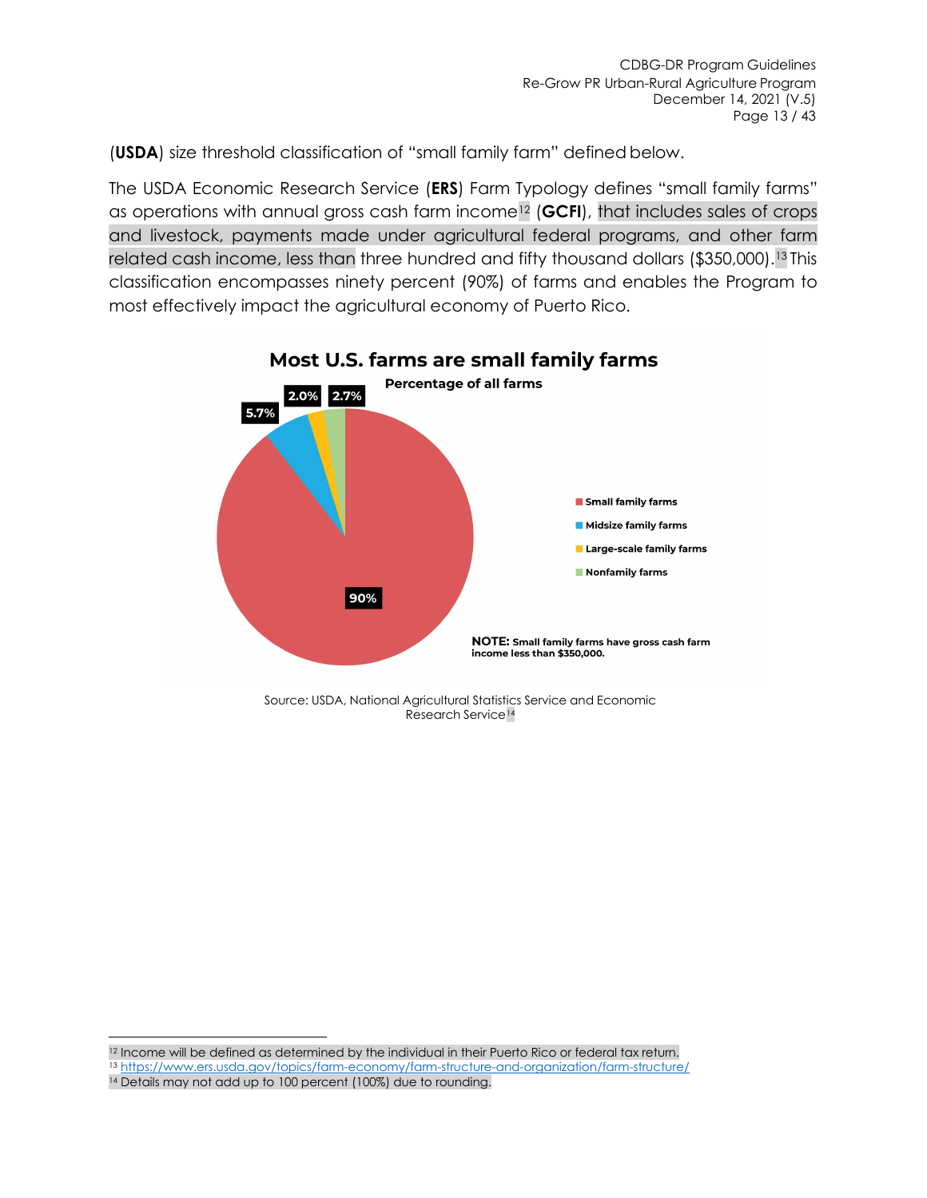(**USDA**) size threshold classification of "small family farm" defined below.

The USDA Economic Research Service (**ERS**) Farm Typology defines "small family farms" as operations with annual gross cash farm income[12] (**GCFI**), that includes sales of crops and livestock, payments made under agricultural federal programs, and other farm related cash income, less than three hundred and fifty thousand dollars ($350,000).[13] This classification encompasses ninety percent (90%) of farms and enables the Program to most effectively impact the agricultural economy of Puerto Rico.

**Most U.S. farms are small family farms**

**Percentage of all farms**

- Small family farms: 90%
- Midsize family farms: 5.7%
- Large-scale family farms: 2.0%
- Nonfamily farms: 2.7%

**NOTE:** Small family farms have gross cash farm income less than $350,000.

Source: USDA, National Agricultural Statistics Service and Economic Research Service[14]

---

[12] Income will be defined as determined by the individual in their Puerto Rico or federal tax return.

[13] https://www.ers.usda.gov/topics/farm-economy/farm-structure-and-organization/farm-structure/

[14] Details may not add up to 100 percent (100%) due to rounding.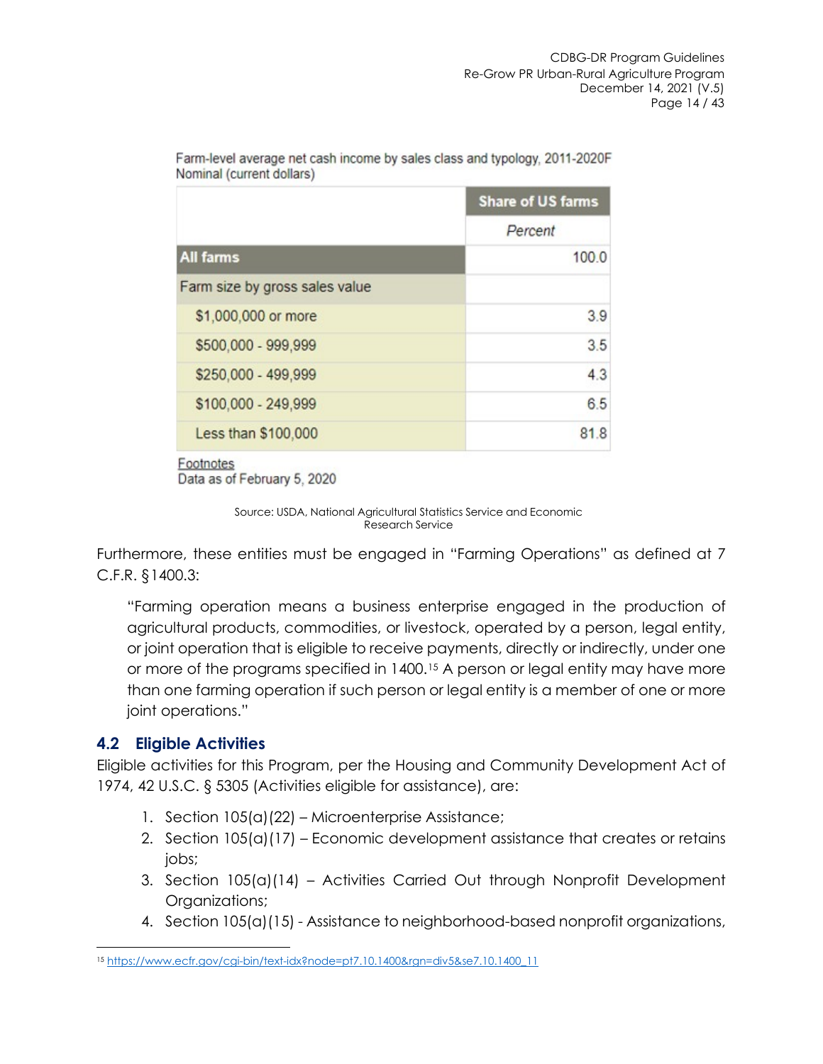Farm-level average net cash income by sales class and typology, 2011-2020F
Nominal (current dollars)

| | Share of US farms |
|---|---|
| | *Percent* |
| **All farms** | 100.0 |
| Farm size by gross sales value | |
| $1,000,000 or more | 3.9 |
| $500,000 - 999,999 | 3.5 |
| $250,000 - 499,999 | 4.3 |
| $100,000 - 249,999 | 6.5 |
| Less than $100,000 | 81.8 |

Footnotes
Data as of February 5, 2020

Source: USDA, National Agricultural Statistics Service and Economic Research Service

Furthermore, these entities must be engaged in "Farming Operations" as defined at 7 C.F.R. §1400.3:

> "Farming operation means a business enterprise engaged in the production of agricultural products, commodities, or livestock, operated by a person, legal entity, or joint operation that is eligible to receive payments, directly or indirectly, under one or more of the programs specified in 1400.[15] A person or legal entity may have more than one farming operation if such person or legal entity is a member of one or more joint operations."

## 4.2 Eligible Activities

Eligible activities for this Program, per the Housing and Community Development Act of 1974, 42 U.S.C. § 5305 (Activities eligible for assistance), are:

1. Section 105(a)(22) – Microenterprise Assistance;
2. Section 105(a)(17) – Economic development assistance that creates or retains jobs;
3. Section 105(a)(14) – Activities Carried Out through Nonprofit Development Organizations;
4. Section 105(a)(15) - Assistance to neighborhood-based nonprofit organizations,

[15] https://www.ecfr.gov/cgi-bin/text-idx?node=pt7.10.1400&rgn=div5&se7.10.1400_11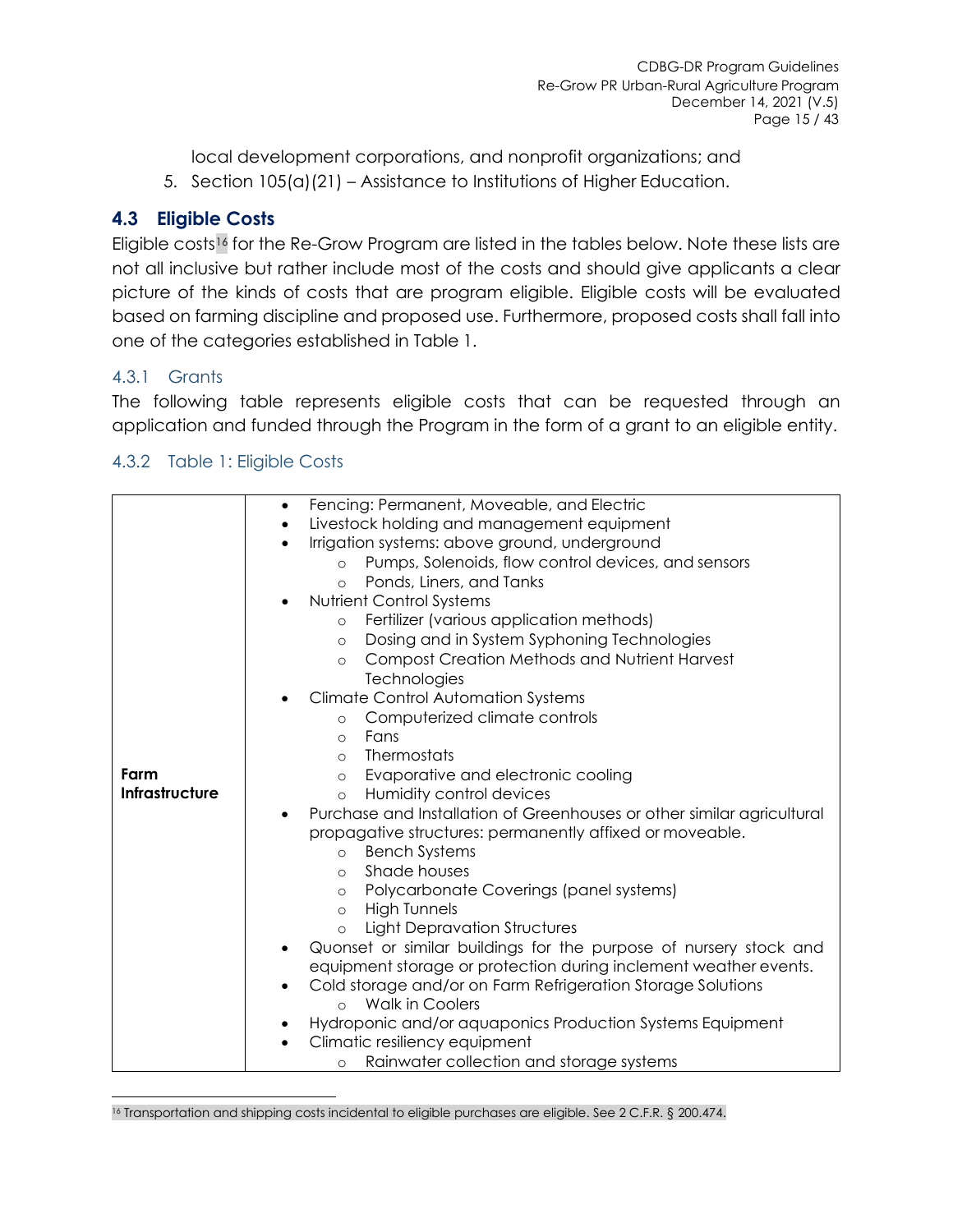local development corporations, and nonprofit organizations; and

5. Section 105(a)(21) – Assistance to Institutions of Higher Education.

## 4.3 Eligible Costs

Eligible costs[16] for the Re-Grow Program are listed in the tables below. Note these lists are not all inclusive but rather include most of the costs and should give applicants a clear picture of the kinds of costs that are program eligible. Eligible costs will be evaluated based on farming discipline and proposed use. Furthermore, proposed costs shall fall into one of the categories established in Table 1.

### 4.3.1 Grants

The following table represents eligible costs that can be requested through an application and funded through the Program in the form of a grant to an eligible entity.

### 4.3.2 Table 1: Eligible Costs

| | |
|---|---|
| **Farm Infrastructure** | • Fencing: Permanent, Moveable, and Electric<br>• Livestock holding and management equipment<br>• Irrigation systems: above ground, underground<br>  ○ Pumps, Solenoids, flow control devices, and sensors<br>  ○ Ponds, Liners, and Tanks<br>• Nutrient Control Systems<br>  ○ Fertilizer (various application methods)<br>  ○ Dosing and in System Syphoning Technologies<br>  ○ Compost Creation Methods and Nutrient Harvest Technologies<br>• Climate Control Automation Systems<br>  ○ Computerized climate controls<br>  ○ Fans<br>  ○ Thermostats<br>  ○ Evaporative and electronic cooling<br>  ○ Humidity control devices<br>• Purchase and Installation of Greenhouses or other similar agricultural propagative structures: permanently affixed or moveable.<br>  ○ Bench Systems<br>  ○ Shade houses<br>  ○ Polycarbonate Coverings (panel systems)<br>  ○ High Tunnels<br>  ○ Light Depravation Structures<br>• Quonset or similar buildings for the purpose of nursery stock and equipment storage or protection during inclement weather events.<br>• Cold storage and/or on Farm Refrigeration Storage Solutions<br>  ○ Walk in Coolers<br>• Hydroponic and/or aquaponics Production Systems Equipment<br>• Climatic resiliency equipment<br>  ○ Rainwater collection and storage systems |

[16] Transportation and shipping costs incidental to eligible purchases are eligible. See 2 C.F.R. § 200.474.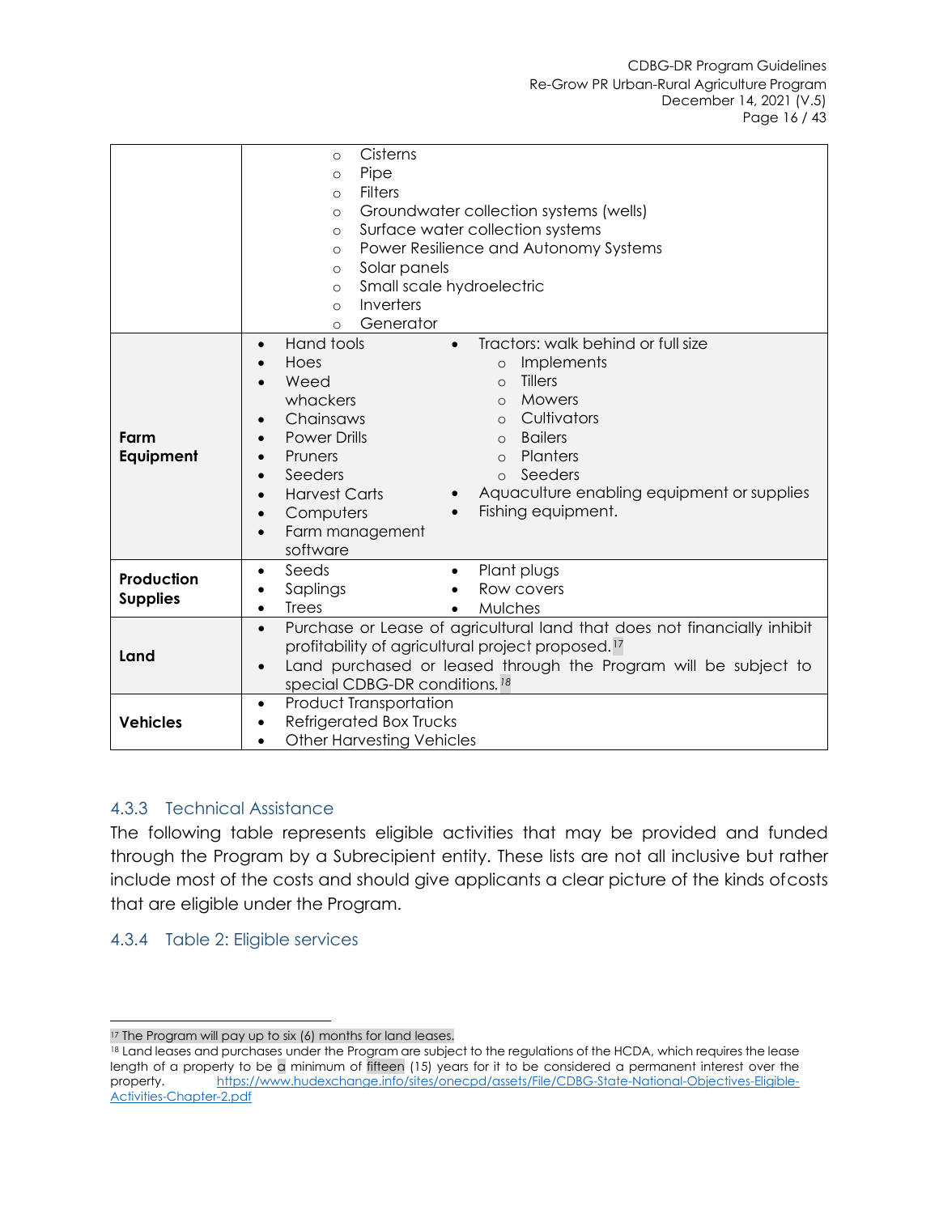| | |
|---|---|
| | ◦ Cisterns<br>◦ Pipe<br>◦ Filters<br>◦ Groundwater collection systems (wells)<br>◦ Surface water collection systems<br>◦ Power Resilience and Autonomy Systems<br>◦ Solar panels<br>◦ Small scale hydroelectric<br>◦ Inverters<br>◦ Generator |
| **Farm Equipment** | • Hand tools<br>• Hoes<br>• Weed whackers<br>• Chainsaws<br>• Power Drills<br>• Pruners<br>• Seeders<br>• Harvest Carts<br>• Computers<br>• Farm management software<br>• Tractors: walk behind or full size<br>◦ Implements<br>◦ Tillers<br>◦ Mowers<br>◦ Cultivators<br>◦ Bailers<br>◦ Planters<br>◦ Seeders<br>• Aquaculture enabling equipment or supplies<br>• Fishing equipment. |
| **Production Supplies** | • Seeds<br>• Saplings<br>• Trees<br>• Plant plugs<br>• Row covers<br>• Mulches |
| **Land** | • Purchase or Lease of agricultural land that does not financially inhibit profitability of agricultural project proposed.[17]<br>• Land purchased or leased through the Program will be subject to special CDBG-DR conditions.[18] |
| **Vehicles** | • Product Transportation<br>• Refrigerated Box Trucks<br>• Other Harvesting Vehicles |

### 4.3.3 Technical Assistance

The following table represents eligible activities that may be provided and funded through the Program by a Subrecipient entity. These lists are not all inclusive but rather include most of the costs and should give applicants a clear picture of the kinds of costs that are eligible under the Program.

### 4.3.4 Table 2: Eligible services

---

[17] The Program will pay up to six (6) months for land leases.

[18] Land leases and purchases under the Program are subject to the regulations of the HCDA, which requires the lease length of a property to be a minimum of fifteen (15) years for it to be considered a permanent interest over the property. https://www.hudexchange.info/sites/onecpd/assets/File/CDBG-State-National-Objectives-Eligible-Activities-Chapter-2.pdf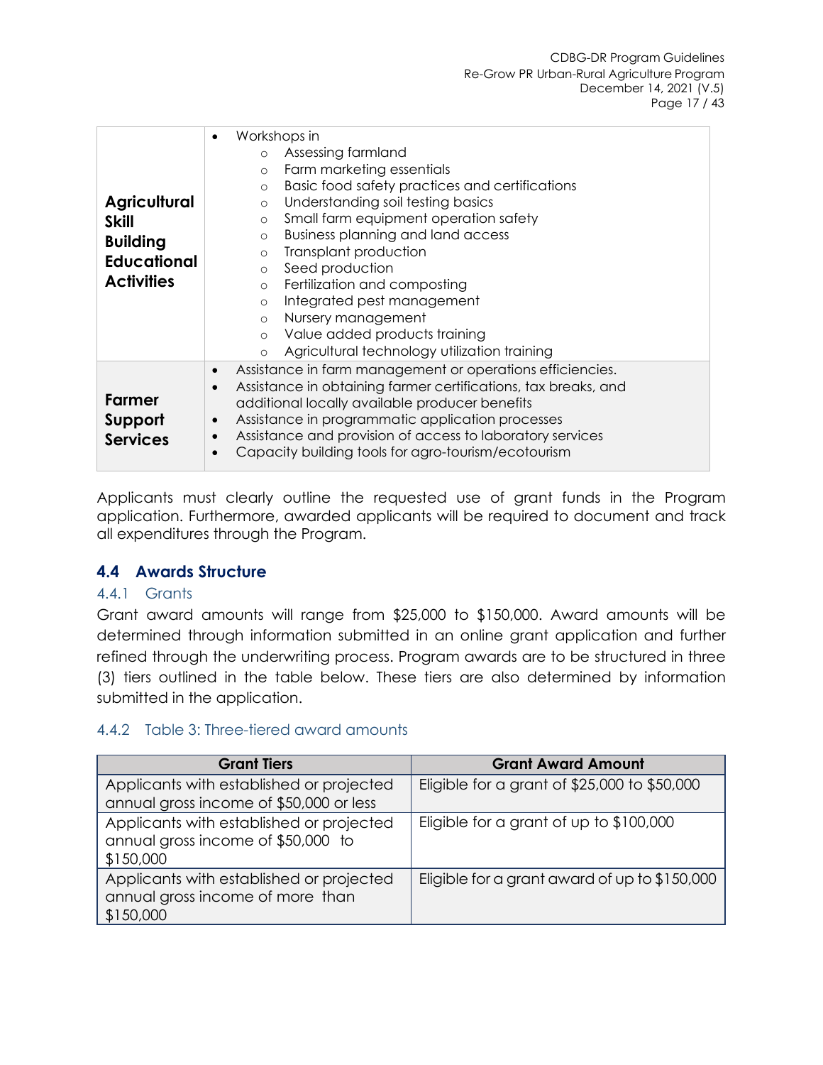| | |
|---|---|
| **Agricultural Skill Building Educational Activities** | • Workshops in<br>  ○ Assessing farmland<br>  ○ Farm marketing essentials<br>  ○ Basic food safety practices and certifications<br>  ○ Understanding soil testing basics<br>  ○ Small farm equipment operation safety<br>  ○ Business planning and land access<br>  ○ Transplant production<br>  ○ Seed production<br>  ○ Fertilization and composting<br>  ○ Integrated pest management<br>  ○ Nursery management<br>  ○ Value added products training<br>  ○ Agricultural technology utilization training |
| **Farmer Support Services** | • Assistance in farm management or operations efficiencies.<br>• Assistance in obtaining farmer certifications, tax breaks, and additional locally available producer benefits<br>• Assistance in programmatic application processes<br>• Assistance and provision of access to laboratory services<br>• Capacity building tools for agro-tourism/ecotourism |

Applicants must clearly outline the requested use of grant funds in the Program application. Furthermore, awarded applicants will be required to document and track all expenditures through the Program.

## 4.4 Awards Structure

### 4.4.1 Grants

Grant award amounts will range from $25,000 to $150,000. Award amounts will be determined through information submitted in an online grant application and further refined through the underwriting process. Program awards are to be structured in three (3) tiers outlined in the table below. These tiers are also determined by information submitted in the application.

### 4.4.2 Table 3: Three-tiered award amounts

| Grant Tiers | Grant Award Amount |
|---|---|
| Applicants with established or projected annual gross income of $50,000 or less | Eligible for a grant of $25,000 to $50,000 |
| Applicants with established or projected annual gross income of $50,000 to $150,000 | Eligible for a grant of up to $100,000 |
| Applicants with established or projected annual gross income of more than $150,000 | Eligible for a grant award of up to $150,000 |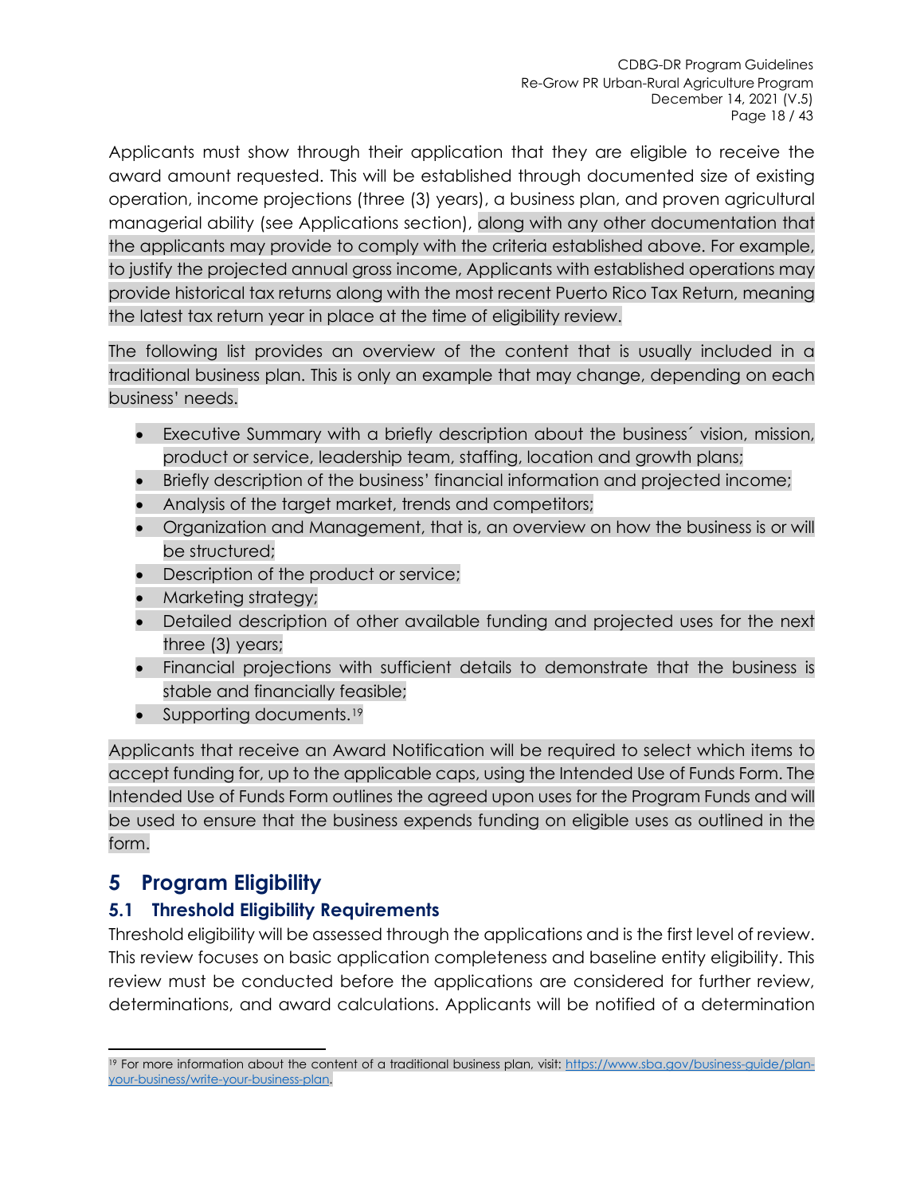Applicants must show through their application that they are eligible to receive the award amount requested. This will be established through documented size of existing operation, income projections (three (3) years), a business plan, and proven agricultural managerial ability (see Applications section), along with any other documentation that the applicants may provide to comply with the criteria established above. For example, to justify the projected annual gross income, Applicants with established operations may provide historical tax returns along with the most recent Puerto Rico Tax Return, meaning the latest tax return year in place at the time of eligibility review.

The following list provides an overview of the content that is usually included in a traditional business plan. This is only an example that may change, depending on each business' needs.

- Executive Summary with a briefly description about the business´ vision, mission, product or service, leadership team, staffing, location and growth plans;
- Briefly description of the business' financial information and projected income;
- Analysis of the target market, trends and competitors;
- Organization and Management, that is, an overview on how the business is or will be structured;
- Description of the product or service;
- Marketing strategy;
- Detailed description of other available funding and projected uses for the next three (3) years;
- Financial projections with sufficient details to demonstrate that the business is stable and financially feasible;
- Supporting documents.[19]

Applicants that receive an Award Notification will be required to select which items to accept funding for, up to the applicable caps, using the Intended Use of Funds Form. The Intended Use of Funds Form outlines the agreed upon uses for the Program Funds and will be used to ensure that the business expends funding on eligible uses as outlined in the form.

# 5 Program Eligibility

## 5.1 Threshold Eligibility Requirements

Threshold eligibility will be assessed through the applications and is the first level of review. This review focuses on basic application completeness and baseline entity eligibility. This review must be conducted before the applications are considered for further review, determinations, and award calculations. Applicants will be notified of a determination

[19] For more information about the content of a traditional business plan, visit: https://www.sba.gov/business-guide/plan-your-business/write-your-business-plan.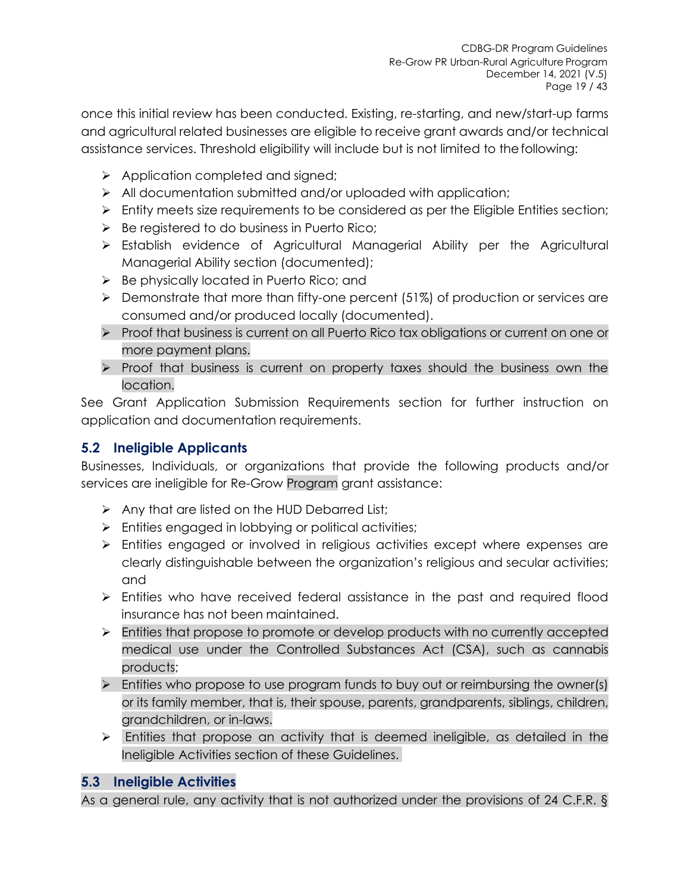once this initial review has been conducted. Existing, re-starting, and new/start-up farms and agricultural related businesses are eligible to receive grant awards and/or technical assistance services. Threshold eligibility will include but is not limited to the following:

- Application completed and signed;
- All documentation submitted and/or uploaded with application;
- Entity meets size requirements to be considered as per the Eligible Entities section;
- Be registered to do business in Puerto Rico;
- Establish evidence of Agricultural Managerial Ability per the Agricultural Managerial Ability section (documented);
- Be physically located in Puerto Rico; and
- Demonstrate that more than fifty-one percent (51%) of production or services are consumed and/or produced locally (documented).
- Proof that business is current on all Puerto Rico tax obligations or current on one or more payment plans.
- Proof that business is current on property taxes should the business own the location.

See Grant Application Submission Requirements section for further instruction on application and documentation requirements.

## 5.2 Ineligible Applicants

Businesses, Individuals, or organizations that provide the following products and/or services are ineligible for Re-Grow Program grant assistance:

- Any that are listed on the HUD Debarred List;
- Entities engaged in lobbying or political activities;
- Entities engaged or involved in religious activities except where expenses are clearly distinguishable between the organization's religious and secular activities; and
- Entities who have received federal assistance in the past and required flood insurance has not been maintained.
- Entities that propose to promote or develop products with no currently accepted medical use under the Controlled Substances Act (CSA), such as cannabis products;
- Entities who propose to use program funds to buy out or reimbursing the owner(s) or its family member, that is, their spouse, parents, grandparents, siblings, children, grandchildren, or in-laws.
- Entities that propose an activity that is deemed ineligible, as detailed in the Ineligible Activities section of these Guidelines.

## 5.3 Ineligible Activities

As a general rule, any activity that is not authorized under the provisions of 24 C.F.R. §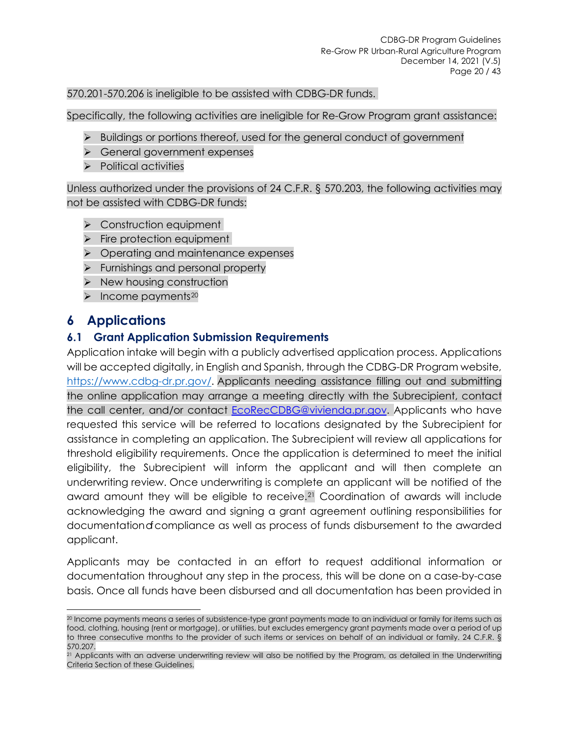570.201-570.206 is ineligible to be assisted with CDBG-DR funds.

Specifically, the following activities are ineligible for Re-Grow Program grant assistance:

- Buildings or portions thereof, used for the general conduct of government
- General government expenses
- Political activities

Unless authorized under the provisions of 24 C.F.R. § 570.203, the following activities may not be assisted with CDBG-DR funds:

- Construction equipment
- Fire protection equipment
- Operating and maintenance expenses
- Furnishings and personal property
- New housing construction
- Income payments[20]

# 6 Applications

## 6.1 Grant Application Submission Requirements

Application intake will begin with a publicly advertised application process. Applications will be accepted digitally, in English and Spanish, through the CDBG-DR Program website, https://www.cdbg-dr.pr.gov/. Applicants needing assistance filling out and submitting the online application may arrange a meeting directly with the Subrecipient, contact the call center, and/or contact EcoRecCDBG@vivienda.pr.gov. Applicants who have requested this service will be referred to locations designated by the Subrecipient for assistance in completing an application. The Subrecipient will review all applications for threshold eligibility requirements. Once the application is determined to meet the initial eligibility, the Subrecipient will inform the applicant and will then complete an underwriting review. Once underwriting is complete an applicant will be notified of the award amount they will be eligible to receive.[21] Coordination of awards will include acknowledging the award and signing a grant agreement outlining responsibilities for documentation of compliance as well as process of funds disbursement to the awarded applicant.

Applicants may be contacted in an effort to request additional information or documentation throughout any step in the process, this will be done on a case-by-case basis. Once all funds have been disbursed and all documentation has been provided in

---

[20] Income payments means a series of subsistence-type grant payments made to an individual or family for items such as food, clothing, housing (rent or mortgage), or utilities, but excludes emergency grant payments made over a period of up to three consecutive months to the provider of such items or services on behalf of an individual or family. 24 C.F.R. § 570.207.

[21] Applicants with an adverse underwriting review will also be notified by the Program, as detailed in the Underwriting Criteria Section of these Guidelines.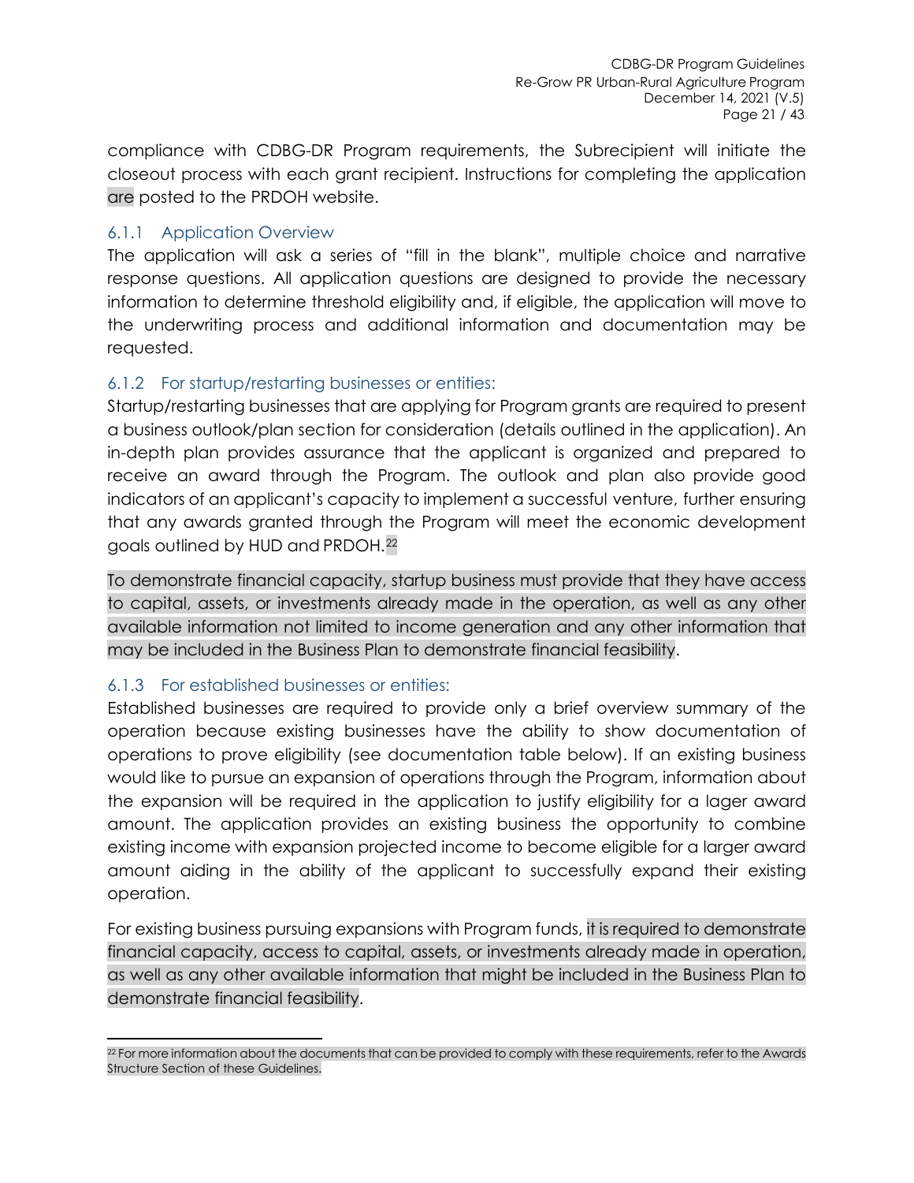compliance with CDBG-DR Program requirements, the Subrecipient will initiate the closeout process with each grant recipient. Instructions for completing the application are posted to the PRDOH website.

### 6.1.1 Application Overview

The application will ask a series of "fill in the blank", multiple choice and narrative response questions. All application questions are designed to provide the necessary information to determine threshold eligibility and, if eligible, the application will move to the underwriting process and additional information and documentation may be requested.

### 6.1.2 For startup/restarting businesses or entities:

Startup/restarting businesses that are applying for Program grants are required to present a business outlook/plan section for consideration (details outlined in the application). An in-depth plan provides assurance that the applicant is organized and prepared to receive an award through the Program. The outlook and plan also provide good indicators of an applicant's capacity to implement a successful venture, further ensuring that any awards granted through the Program will meet the economic development goals outlined by HUD and PRDOH.[22]

To demonstrate financial capacity, startup business must provide that they have access to capital, assets, or investments already made in the operation, as well as any other available information not limited to income generation and any other information that may be included in the Business Plan to demonstrate financial feasibility.

### 6.1.3 For established businesses or entities:

Established businesses are required to provide only a brief overview summary of the operation because existing businesses have the ability to show documentation of operations to prove eligibility (see documentation table below). If an existing business would like to pursue an expansion of operations through the Program, information about the expansion will be required in the application to justify eligibility for a lager award amount. The application provides an existing business the opportunity to combine existing income with expansion projected income to become eligible for a larger award amount aiding in the ability of the applicant to successfully expand their existing operation.

For existing business pursuing expansions with Program funds, it is required to demonstrate financial capacity, access to capital, assets, or investments already made in operation, as well as any other available information that might be included in the Business Plan to demonstrate financial feasibility.

[22] For more information about the documents that can be provided to comply with these requirements, refer to the Awards Structure Section of these Guidelines.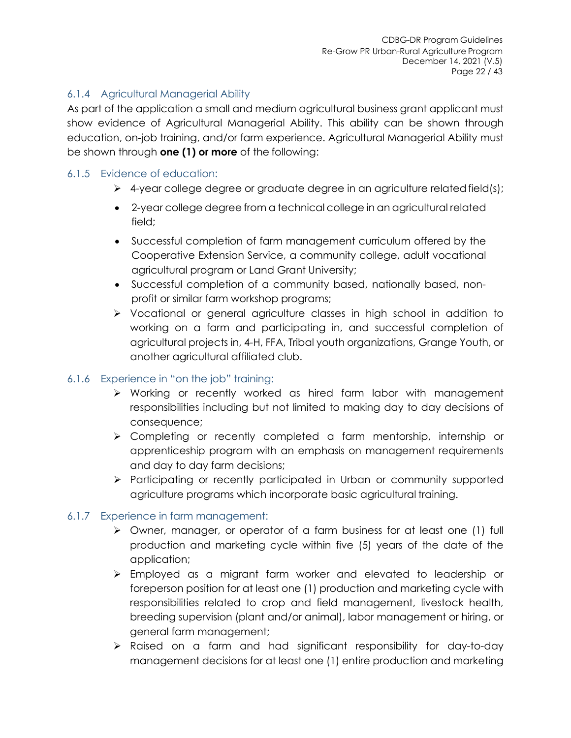### 6.1.4 Agricultural Managerial Ability

As part of the application a small and medium agricultural business grant applicant must show evidence of Agricultural Managerial Ability. This ability can be shown through education, on-job training, and/or farm experience. Agricultural Managerial Ability must be shown through **one (1) or more** of the following:

### 6.1.5 Evidence of education:

- 4-year college degree or graduate degree in an agriculture related field(s);
- 2-year college degree from a technical college in an agricultural related field;
- Successful completion of farm management curriculum offered by the Cooperative Extension Service, a community college, adult vocational agricultural program or Land Grant University;
- Successful completion of a community based, nationally based, non-profit or similar farm workshop programs;
- Vocational or general agriculture classes in high school in addition to working on a farm and participating in, and successful completion of agricultural projects in, 4-H, FFA, Tribal youth organizations, Grange Youth, or another agricultural affiliated club.

### 6.1.6 Experience in "on the job" training:

- Working or recently worked as hired farm labor with management responsibilities including but not limited to making day to day decisions of consequence;
- Completing or recently completed a farm mentorship, internship or apprenticeship program with an emphasis on management requirements and day to day farm decisions;
- Participating or recently participated in Urban or community supported agriculture programs which incorporate basic agricultural training.

### 6.1.7 Experience in farm management:

- Owner, manager, or operator of a farm business for at least one (1) full production and marketing cycle within five (5) years of the date of the application;
- Employed as a migrant farm worker and elevated to leadership or foreperson position for at least one (1) production and marketing cycle with responsibilities related to crop and field management, livestock health, breeding supervision (plant and/or animal), labor management or hiring, or general farm management;
- Raised on a farm and had significant responsibility for day-to-day management decisions for at least one (1) entire production and marketing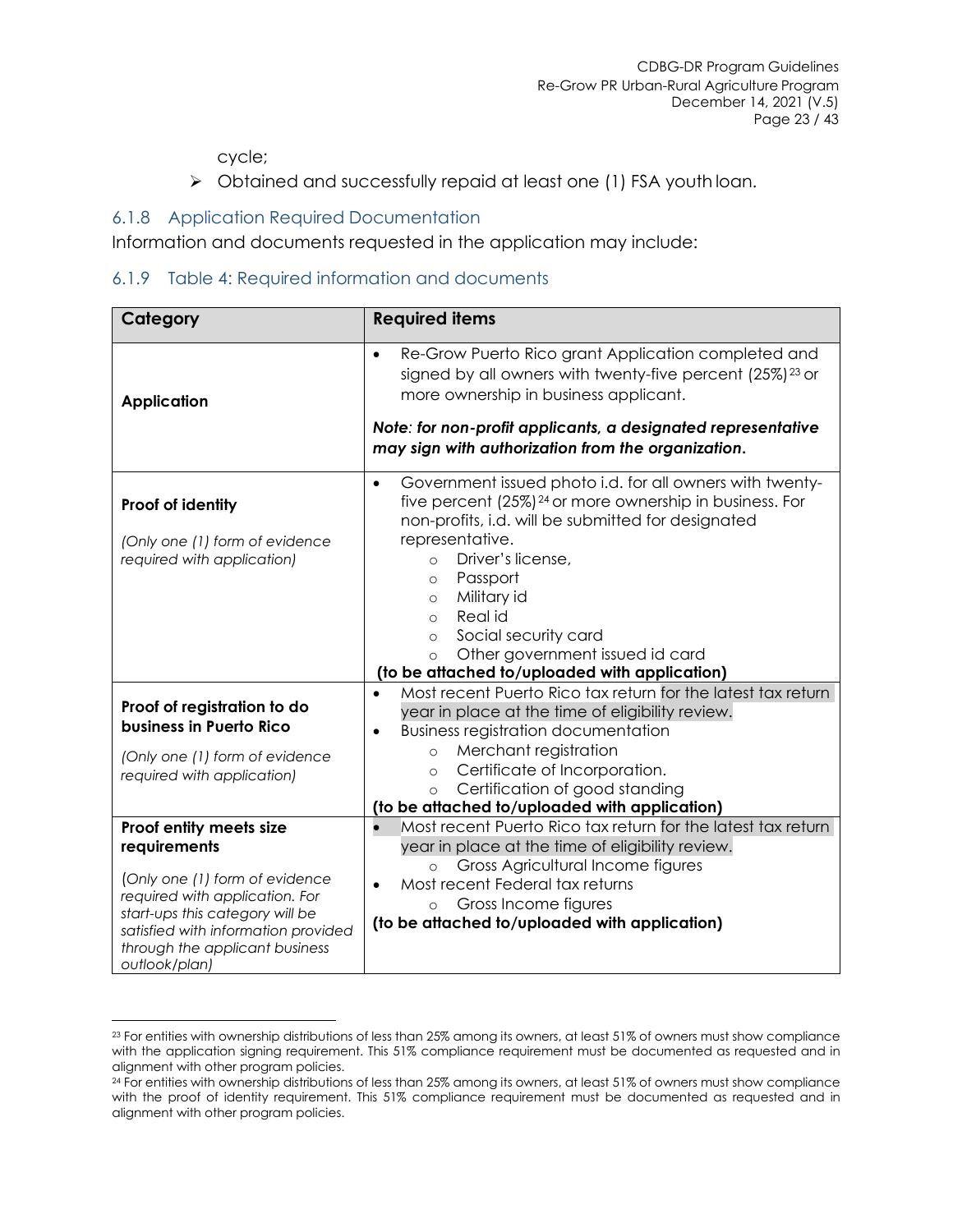cycle;

- Obtained and successfully repaid at least one (1) FSA youth loan.

### 6.1.8 Application Required Documentation

Information and documents requested in the application may include:

### 6.1.9 Table 4: Required information and documents

| Category | Required items |
|---|---|
| **Application** | • Re-Grow Puerto Rico grant Application completed and signed by all owners with twenty-five percent (25%)[23] or more ownership in business applicant.<br><br>***Note: for non-profit applicants, a designated representative may sign with authorization from the organization.*** |
| **Proof of identity**<br><br>*(Only one (1) form of evidence required with application)* | • Government issued photo i.d. for all owners with twenty-five percent (25%)[24] or more ownership in business. For non-profits, i.d. will be submitted for designated representative.<br>  ○ Driver's license,<br>  ○ Passport<br>  ○ Military id<br>  ○ Real id<br>  ○ Social security card<br>  ○ Other government issued id card<br>**(to be attached to/uploaded with application)** |
| **Proof of registration to do business in Puerto Rico**<br><br>*(Only one (1) form of evidence required with application)* | • Most recent Puerto Rico tax return for the latest tax return year in place at the time of eligibility review.<br>• Business registration documentation<br>  ○ Merchant registration<br>  ○ Certificate of Incorporation.<br>  ○ Certification of good standing<br>**(to be attached to/uploaded with application)** |
| **Proof entity meets size requirements**<br><br>*(Only one (1) form of evidence required with application. For start-ups this category will be satisfied with information provided through the applicant business outlook/plan)* | • Most recent Puerto Rico tax return for the latest tax return year in place at the time of eligibility review.<br>  ○ Gross Agricultural Income figures<br>• Most recent Federal tax returns<br>  ○ Gross Income figures<br>**(to be attached to/uploaded with application)** |

[23] For entities with ownership distributions of less than 25% among its owners, at least 51% of owners must show compliance with the application signing requirement. This 51% compliance requirement must be documented as requested and in alignment with other program policies.

[24] For entities with ownership distributions of less than 25% among its owners, at least 51% of owners must show compliance with the proof of identity requirement. This 51% compliance requirement must be documented as requested and in alignment with other program policies.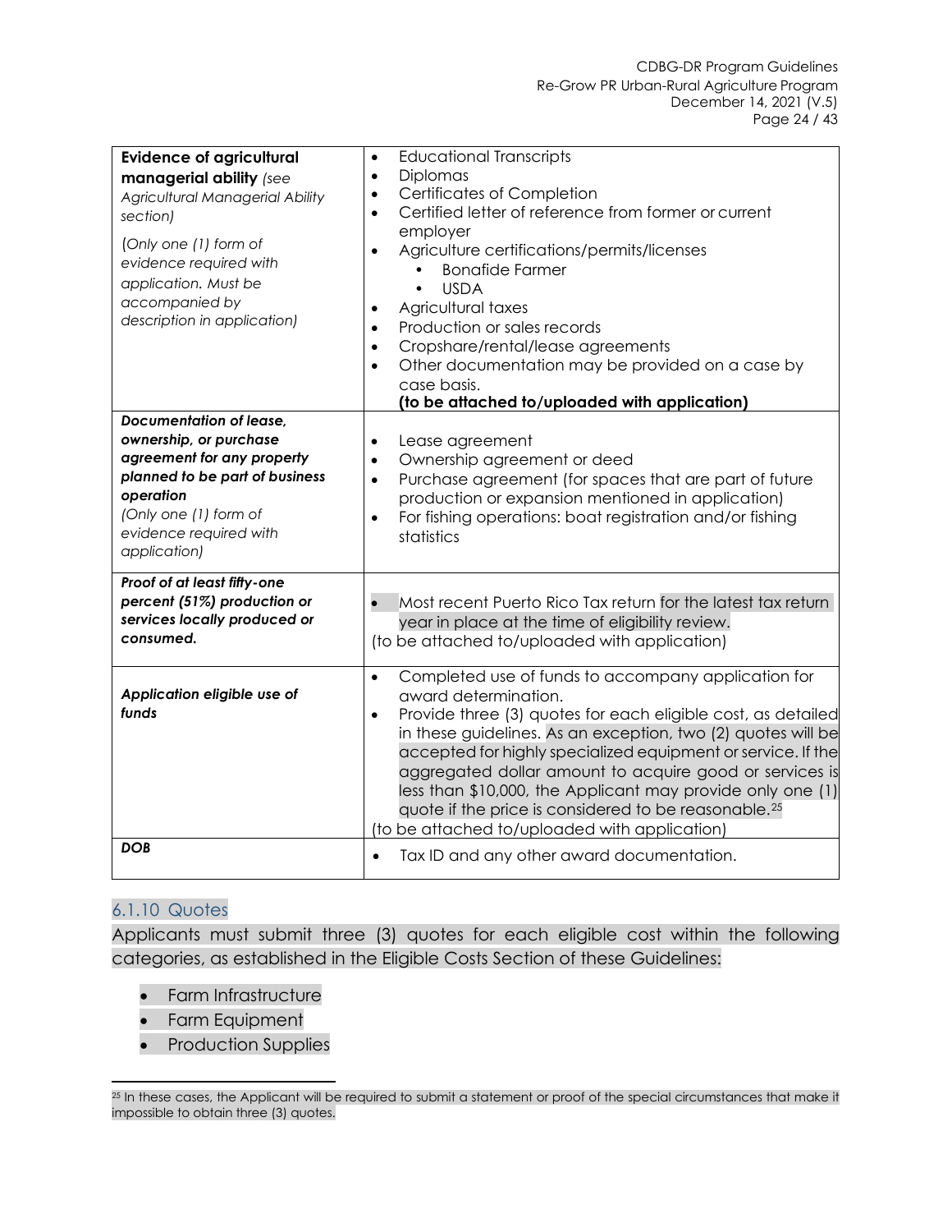| **Evidence of agricultural managerial ability** *(see Agricultural Managerial Ability section)*<br><br>*(Only one (1) form of evidence required with application. Must be accompanied by description in application)* | • Educational Transcripts<br>• Diplomas<br>• Certificates of Completion<br>• Certified letter of reference from former or current employer<br>• Agriculture certifications/permits/licenses<br>    • Bonafide Farmer<br>    • USDA<br>• Agricultural taxes<br>• Production or sales records<br>• Cropshare/rental/lease agreements<br>• Other documentation may be provided on a case by case basis.<br>**(to be attached to/uploaded with application)** |
|---|---|
| ***Documentation of lease, ownership, or purchase agreement for any property planned to be part of business operation***<br>*(Only one (1) form of evidence required with application)* | • Lease agreement<br>• Ownership agreement or deed<br>• Purchase agreement (for spaces that are part of future production or expansion mentioned in application)<br>• For fishing operations: boat registration and/or fishing statistics |
| ***Proof of at least fifty-one percent (51%) production or services locally produced or consumed.*** | • Most recent Puerto Rico Tax return for the latest tax return year in place at the time of eligibility review.<br>(to be attached to/uploaded with application) |
| ***Application eligible use of funds*** | • Completed use of funds to accompany application for award determination.<br>• Provide three (3) quotes for each eligible cost, as detailed in these guidelines. As an exception, two (2) quotes will be accepted for highly specialized equipment or service. If the aggregated dollar amount to acquire good or services is less than $10,000, the Applicant may provide only one (1) quote if the price is considered to be reasonable.[25]<br>(to be attached to/uploaded with application) |
| ***DOB*** | • Tax ID and any other award documentation. |

### 6.1.10 Quotes

Applicants must submit three (3) quotes for each eligible cost within the following categories, as established in the Eligible Costs Section of these Guidelines:

- Farm Infrastructure
- Farm Equipment
- Production Supplies

---

[25] In these cases, the Applicant will be required to submit a statement or proof of the special circumstances that make it impossible to obtain three (3) quotes.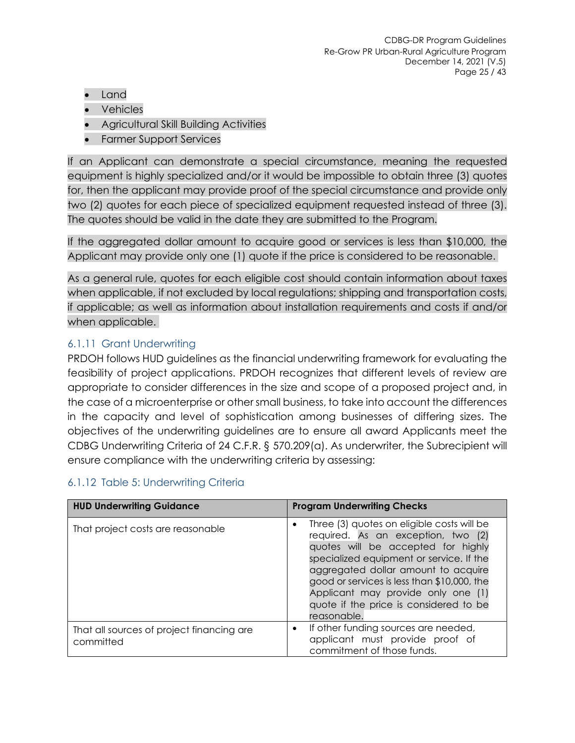- Land
- Vehicles
- Agricultural Skill Building Activities
- Farmer Support Services

If an Applicant can demonstrate a special circumstance, meaning the requested equipment is highly specialized and/or it would be impossible to obtain three (3) quotes for, then the applicant may provide proof of the special circumstance and provide only two (2) quotes for each piece of specialized equipment requested instead of three (3). The quotes should be valid in the date they are submitted to the Program.

If the aggregated dollar amount to acquire good or services is less than $10,000, the Applicant may provide only one (1) quote if the price is considered to be reasonable.

As a general rule, quotes for each eligible cost should contain information about taxes when applicable, if not excluded by local regulations; shipping and transportation costs, if applicable; as well as information about installation requirements and costs if and/or when applicable.

### 6.1.11 Grant Underwriting

PRDOH follows HUD guidelines as the financial underwriting framework for evaluating the feasibility of project applications. PRDOH recognizes that different levels of review are appropriate to consider differences in the size and scope of a proposed project and, in the case of a microenterprise or other small business, to take into account the differences in the capacity and level of sophistication among businesses of differing sizes. The objectives of the underwriting guidelines are to ensure all award Applicants meet the CDBG Underwriting Criteria of 24 C.F.R. § 570.209(a). As underwriter, the Subrecipient will ensure compliance with the underwriting criteria by assessing:

### 6.1.12 Table 5: Underwriting Criteria

| HUD Underwriting Guidance | Program Underwriting Checks |
|---|---|
| That project costs are reasonable | • Three (3) quotes on eligible costs will be required. As an exception, two (2) quotes will be accepted for highly specialized equipment or service. If the aggregated dollar amount to acquire good or services is less than $10,000, the Applicant may provide only one (1) quote if the price is considered to be reasonable. |
| That all sources of project financing are committed | • If other funding sources are needed, applicant must provide proof of commitment of those funds. |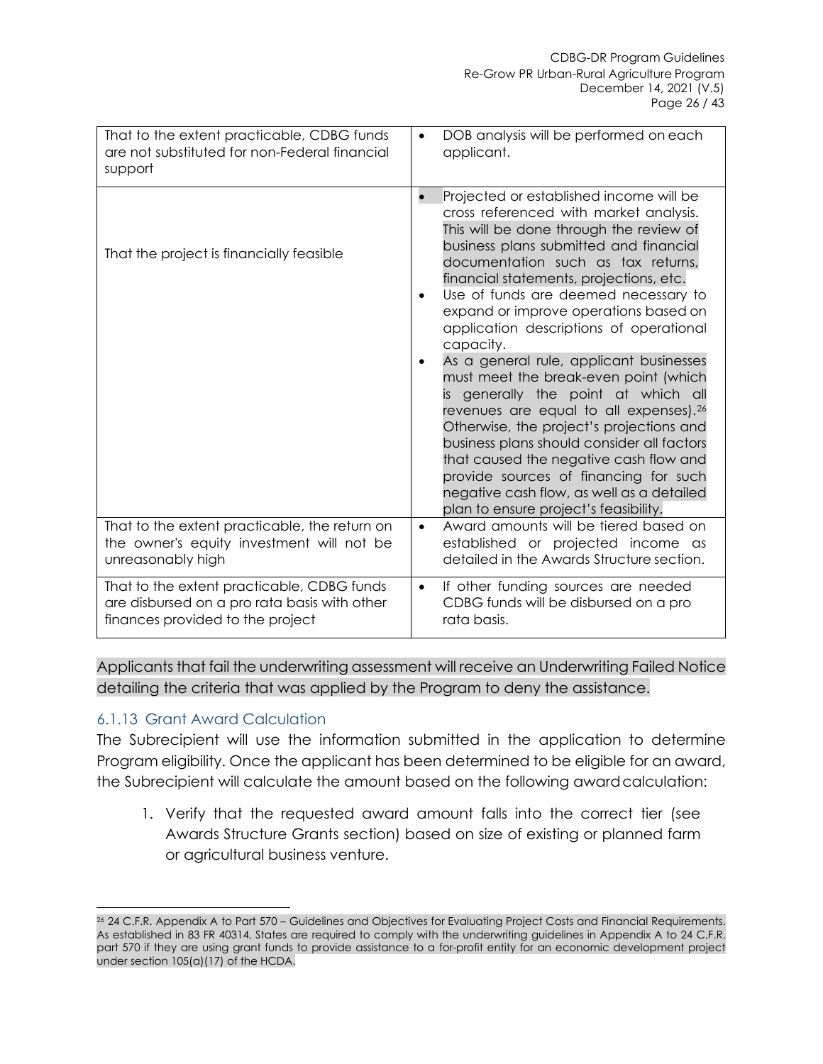| | |
|---|---|
| That to the extent practicable, CDBG funds are not substituted for non-Federal financial support | • DOB analysis will be performed on each applicant. |
| That the project is financially feasible | • Projected or established income will be cross referenced with market analysis. This will be done through the review of business plans submitted and financial documentation such as tax returns, financial statements, projections, etc.<br>• Use of funds are deemed necessary to expand or improve operations based on application descriptions of operational capacity.<br>• As a general rule, applicant businesses must meet the break-even point (which is generally the point at which all revenues are equal to all expenses).[26] Otherwise, the project's projections and business plans should consider all factors that caused the negative cash flow and provide sources of financing for such negative cash flow, as well as a detailed plan to ensure project's feasibility. |
| That to the extent practicable, the return on the owner's equity investment will not be unreasonably high | • Award amounts will be tiered based on established or projected income as detailed in the Awards Structure section. |
| That to the extent practicable, CDBG funds are disbursed on a pro rata basis with other finances provided to the project | • If other funding sources are needed CDBG funds will be disbursed on a pro rata basis. |

Applicants that fail the underwriting assessment will receive an Underwriting Failed Notice detailing the criteria that was applied by the Program to deny the assistance.

### 6.1.13 Grant Award Calculation

The Subrecipient will use the information submitted in the application to determine Program eligibility. Once the applicant has been determined to be eligible for an award, the Subrecipient will calculate the amount based on the following award calculation:

1. Verify that the requested award amount falls into the correct tier (see Awards Structure Grants section) based on size of existing or planned farm or agricultural business venture.

[26] 24 C.F.R. Appendix A to Part 570 – Guidelines and Objectives for Evaluating Project Costs and Financial Requirements. As established in 83 FR 40314, States are required to comply with the underwriting guidelines in Appendix A to 24 C.F.R. part 570 if they are using grant funds to provide assistance to a for-profit entity for an economic development project under section 105(a)(17) of the HCDA.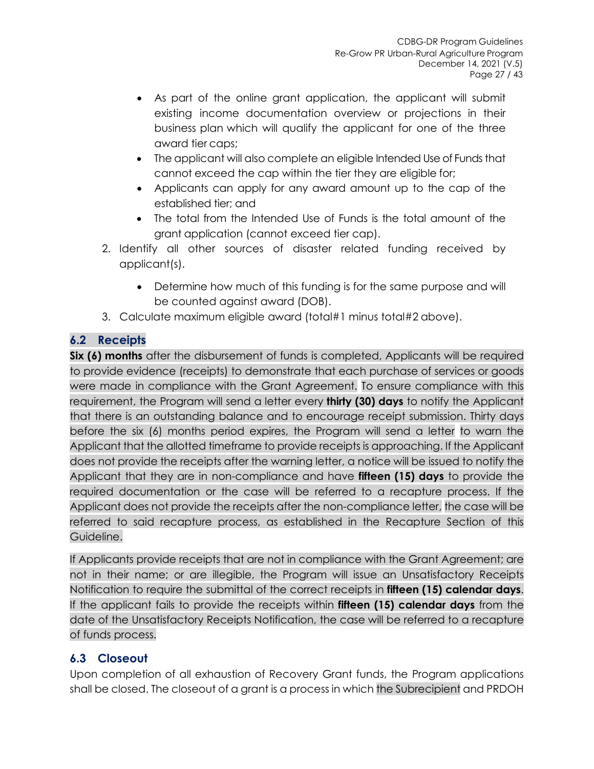- As part of the online grant application, the applicant will submit existing income documentation overview or projections in their business plan which will qualify the applicant for one of the three award tier caps;
- The applicant will also complete an eligible Intended Use of Funds that cannot exceed the cap within the tier they are eligible for;
- Applicants can apply for any award amount up to the cap of the established tier; and
- The total from the Intended Use of Funds is the total amount of the grant application (cannot exceed tier cap).

2. Identify all other sources of disaster related funding received by applicant(s).
   - Determine how much of this funding is for the same purpose and will be counted against award (DOB).
3. Calculate maximum eligible award (total#1 minus total#2 above).

## 6.2 Receipts

**Six (6) months** after the disbursement of funds is completed, Applicants will be required to provide evidence (receipts) to demonstrate that each purchase of services or goods were made in compliance with the Grant Agreement. To ensure compliance with this requirement, the Program will send a letter every **thirty (30) days** to notify the Applicant that there is an outstanding balance and to encourage receipt submission. Thirty days before the six (6) months period expires, the Program will send a letter to warn the Applicant that the allotted timeframe to provide receipts is approaching. If the Applicant does not provide the receipts after the warning letter, a notice will be issued to notify the Applicant that they are in non-compliance and have **fifteen (15) days** to provide the required documentation or the case will be referred to a recapture process. If the Applicant does not provide the receipts after the non-compliance letter, the case will be referred to said recapture process, as established in the Recapture Section of this Guideline.

If Applicants provide receipts that are not in compliance with the Grant Agreement; are not in their name; or are illegible, the Program will issue an Unsatisfactory Receipts Notification to require the submittal of the correct receipts in **fifteen (15) calendar days**. If the applicant fails to provide the receipts within **fifteen (15) calendar days** from the date of the Unsatisfactory Receipts Notification, the case will be referred to a recapture of funds process.

## 6.3 Closeout

Upon completion of all exhaustion of Recovery Grant funds, the Program applications shall be closed. The closeout of a grant is a process in which the Subrecipient and PRDOH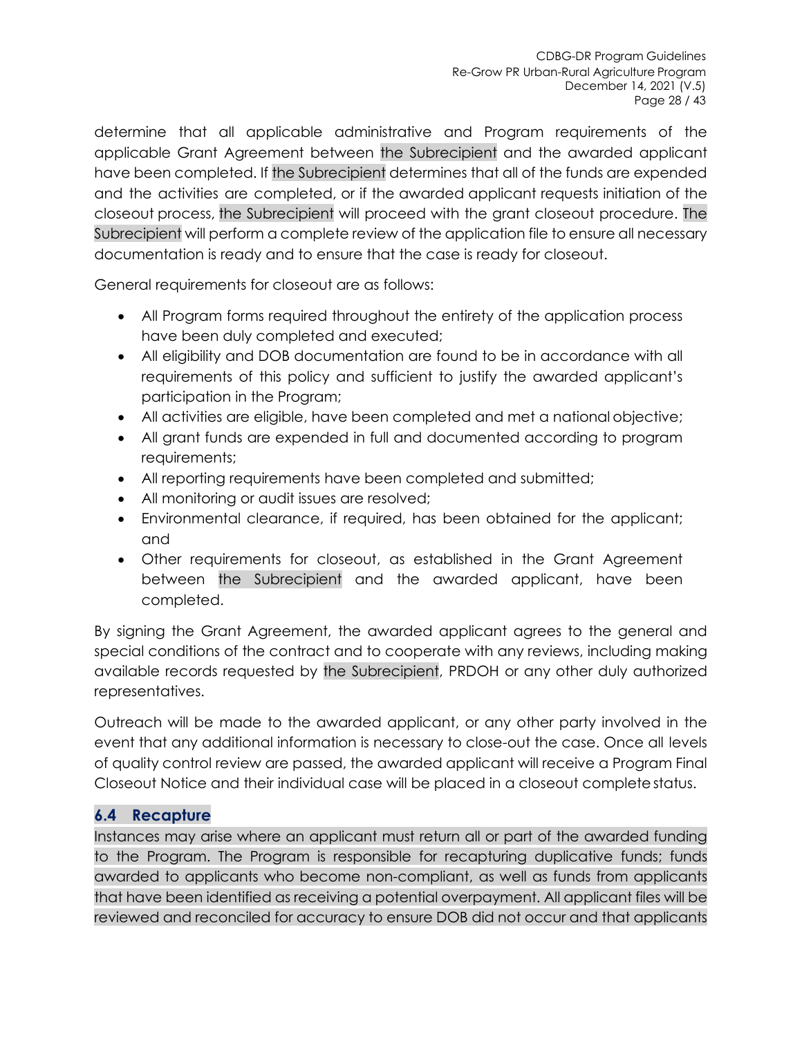determine that all applicable administrative and Program requirements of the applicable Grant Agreement between the Subrecipient and the awarded applicant have been completed. If the Subrecipient determines that all of the funds are expended and the activities are completed, or if the awarded applicant requests initiation of the closeout process, the Subrecipient will proceed with the grant closeout procedure. The Subrecipient will perform a complete review of the application file to ensure all necessary documentation is ready and to ensure that the case is ready for closeout.

General requirements for closeout are as follows:

- All Program forms required throughout the entirety of the application process have been duly completed and executed;
- All eligibility and DOB documentation are found to be in accordance with all requirements of this policy and sufficient to justify the awarded applicant's participation in the Program;
- All activities are eligible, have been completed and met a national objective;
- All grant funds are expended in full and documented according to program requirements;
- All reporting requirements have been completed and submitted;
- All monitoring or audit issues are resolved;
- Environmental clearance, if required, has been obtained for the applicant; and
- Other requirements for closeout, as established in the Grant Agreement between the Subrecipient and the awarded applicant, have been completed.

By signing the Grant Agreement, the awarded applicant agrees to the general and special conditions of the contract and to cooperate with any reviews, including making available records requested by the Subrecipient, PRDOH or any other duly authorized representatives.

Outreach will be made to the awarded applicant, or any other party involved in the event that any additional information is necessary to close-out the case. Once all levels of quality control review are passed, the awarded applicant will receive a Program Final Closeout Notice and their individual case will be placed in a closeout complete status.

## 6.4 Recapture

Instances may arise where an applicant must return all or part of the awarded funding to the Program. The Program is responsible for recapturing duplicative funds; funds awarded to applicants who become non-compliant, as well as funds from applicants that have been identified as receiving a potential overpayment. All applicant files will be reviewed and reconciled for accuracy to ensure DOB did not occur and that applicants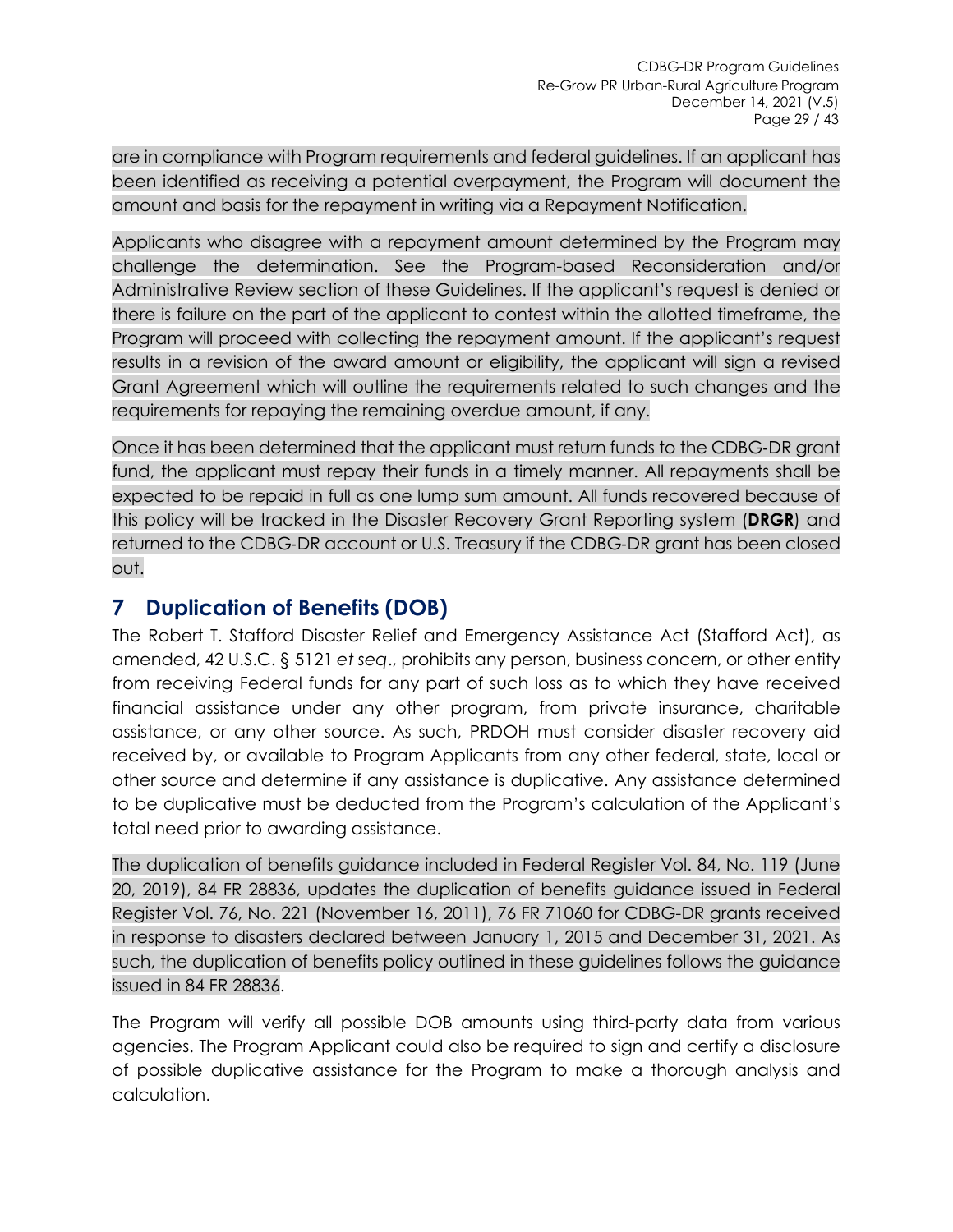are in compliance with Program requirements and federal guidelines. If an applicant has been identified as receiving a potential overpayment, the Program will document the amount and basis for the repayment in writing via a Repayment Notification.

Applicants who disagree with a repayment amount determined by the Program may challenge the determination. See the Program-based Reconsideration and/or Administrative Review section of these Guidelines. If the applicant's request is denied or there is failure on the part of the applicant to contest within the allotted timeframe, the Program will proceed with collecting the repayment amount. If the applicant's request results in a revision of the award amount or eligibility, the applicant will sign a revised Grant Agreement which will outline the requirements related to such changes and the requirements for repaying the remaining overdue amount, if any.

Once it has been determined that the applicant must return funds to the CDBG-DR grant fund, the applicant must repay their funds in a timely manner. All repayments shall be expected to be repaid in full as one lump sum amount. All funds recovered because of this policy will be tracked in the Disaster Recovery Grant Reporting system (**DRGR**) and returned to the CDBG-DR account or U.S. Treasury if the CDBG-DR grant has been closed out.

# 7 Duplication of Benefits (DOB)

The Robert T. Stafford Disaster Relief and Emergency Assistance Act (Stafford Act), as amended, 42 U.S.C. § 5121 *et seq*., prohibits any person, business concern, or other entity from receiving Federal funds for any part of such loss as to which they have received financial assistance under any other program, from private insurance, charitable assistance, or any other source. As such, PRDOH must consider disaster recovery aid received by, or available to Program Applicants from any other federal, state, local or other source and determine if any assistance is duplicative. Any assistance determined to be duplicative must be deducted from the Program's calculation of the Applicant's total need prior to awarding assistance.

The duplication of benefits guidance included in Federal Register Vol. 84, No. 119 (June 20, 2019), 84 FR 28836, updates the duplication of benefits guidance issued in Federal Register Vol. 76, No. 221 (November 16, 2011), 76 FR 71060 for CDBG-DR grants received in response to disasters declared between January 1, 2015 and December 31, 2021. As such, the duplication of benefits policy outlined in these guidelines follows the guidance issued in 84 FR 28836.

The Program will verify all possible DOB amounts using third-party data from various agencies. The Program Applicant could also be required to sign and certify a disclosure of possible duplicative assistance for the Program to make a thorough analysis and calculation.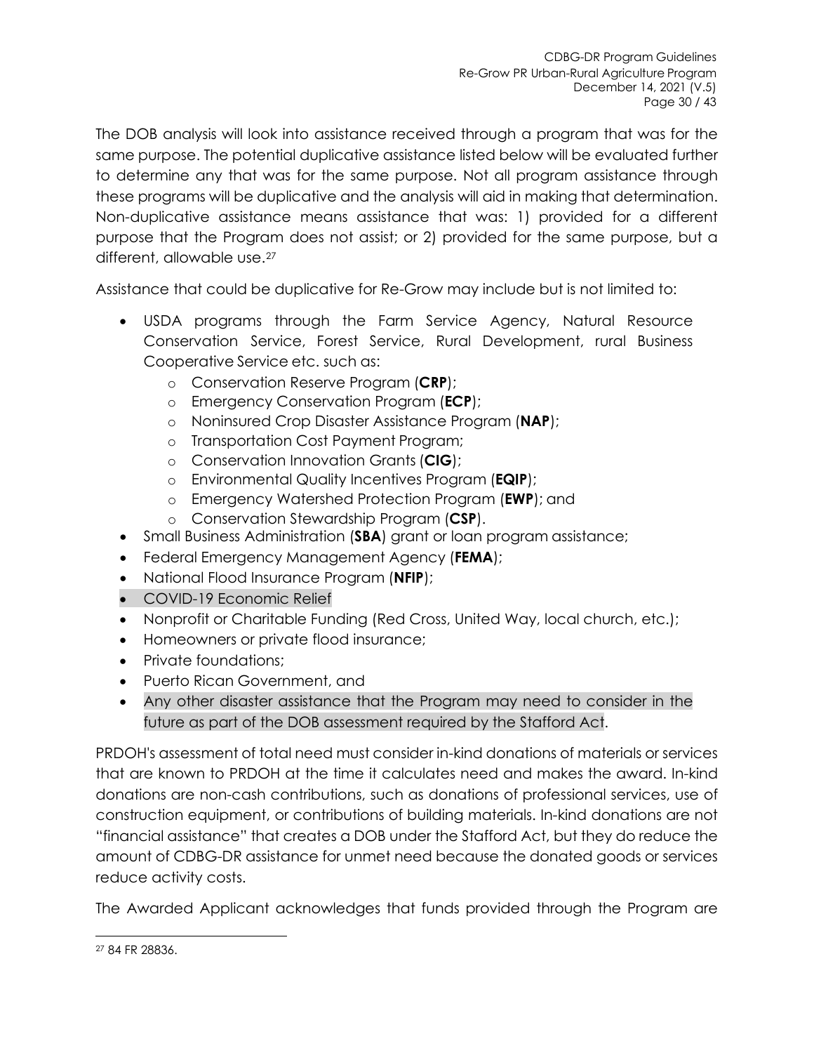The DOB analysis will look into assistance received through a program that was for the same purpose. The potential duplicative assistance listed below will be evaluated further to determine any that was for the same purpose. Not all program assistance through these programs will be duplicative and the analysis will aid in making that determination. Non-duplicative assistance means assistance that was: 1) provided for a different purpose that the Program does not assist; or 2) provided for the same purpose, but a different, allowable use.[27]

Assistance that could be duplicative for Re-Grow may include but is not limited to:

- USDA programs through the Farm Service Agency, Natural Resource Conservation Service, Forest Service, Rural Development, rural Business Cooperative Service etc. such as:
  - Conservation Reserve Program (**CRP**);
  - Emergency Conservation Program (**ECP**);
  - Noninsured Crop Disaster Assistance Program (**NAP**);
  - Transportation Cost Payment Program;
  - Conservation Innovation Grants (**CIG**);
  - Environmental Quality Incentives Program (**EQIP**);
  - Emergency Watershed Protection Program (**EWP**); and
  - Conservation Stewardship Program (**CSP**).
- Small Business Administration (**SBA**) grant or loan program assistance;
- Federal Emergency Management Agency (**FEMA**);
- National Flood Insurance Program (**NFIP**);
- COVID-19 Economic Relief
- Nonprofit or Charitable Funding (Red Cross, United Way, local church, etc.);
- Homeowners or private flood insurance;
- Private foundations;
- Puerto Rican Government, and
- Any other disaster assistance that the Program may need to consider in the future as part of the DOB assessment required by the Stafford Act.

PRDOH's assessment of total need must consider in-kind donations of materials or services that are known to PRDOH at the time it calculates need and makes the award. In-kind donations are non-cash contributions, such as donations of professional services, use of construction equipment, or contributions of building materials. In-kind donations are not "financial assistance" that creates a DOB under the Stafford Act, but they do reduce the amount of CDBG-DR assistance for unmet need because the donated goods or services reduce activity costs.

The Awarded Applicant acknowledges that funds provided through the Program are

[27] 84 FR 28836.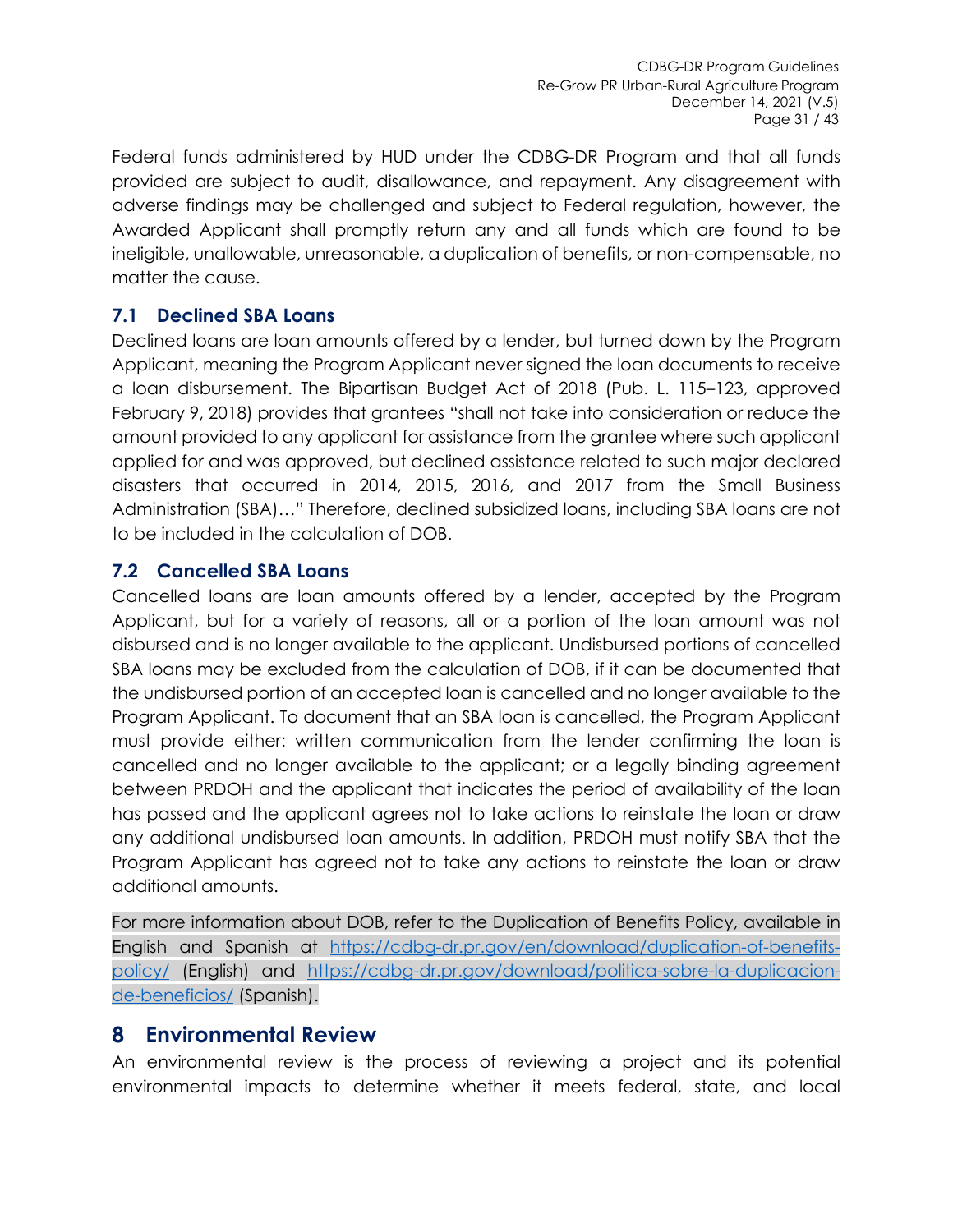Federal funds administered by HUD under the CDBG-DR Program and that all funds provided are subject to audit, disallowance, and repayment. Any disagreement with adverse findings may be challenged and subject to Federal regulation, however, the Awarded Applicant shall promptly return any and all funds which are found to be ineligible, unallowable, unreasonable, a duplication of benefits, or non-compensable, no matter the cause.

### 7.1 Declined SBA Loans

Declined loans are loan amounts offered by a lender, but turned down by the Program Applicant, meaning the Program Applicant never signed the loan documents to receive a loan disbursement. The Bipartisan Budget Act of 2018 (Pub. L. 115–123, approved February 9, 2018) provides that grantees "shall not take into consideration or reduce the amount provided to any applicant for assistance from the grantee where such applicant applied for and was approved, but declined assistance related to such major declared disasters that occurred in 2014, 2015, 2016, and 2017 from the Small Business Administration (SBA)…" Therefore, declined subsidized loans, including SBA loans are not to be included in the calculation of DOB.

### 7.2 Cancelled SBA Loans

Cancelled loans are loan amounts offered by a lender, accepted by the Program Applicant, but for a variety of reasons, all or a portion of the loan amount was not disbursed and is no longer available to the applicant. Undisbursed portions of cancelled SBA loans may be excluded from the calculation of DOB, if it can be documented that the undisbursed portion of an accepted loan is cancelled and no longer available to the Program Applicant. To document that an SBA loan is cancelled, the Program Applicant must provide either: written communication from the lender confirming the loan is cancelled and no longer available to the applicant; or a legally binding agreement between PRDOH and the applicant that indicates the period of availability of the loan has passed and the applicant agrees not to take actions to reinstate the loan or draw any additional undisbursed loan amounts. In addition, PRDOH must notify SBA that the Program Applicant has agreed not to take any actions to reinstate the loan or draw additional amounts.

For more information about DOB, refer to the Duplication of Benefits Policy, available in English and Spanish at https://cdbg-dr.pr.gov/en/download/duplication-of-benefits-policy/ (English) and https://cdbg-dr.pr.gov/download/politica-sobre-la-duplicacion-de-beneficios/ (Spanish).

## 8 Environmental Review

An environmental review is the process of reviewing a project and its potential environmental impacts to determine whether it meets federal, state, and local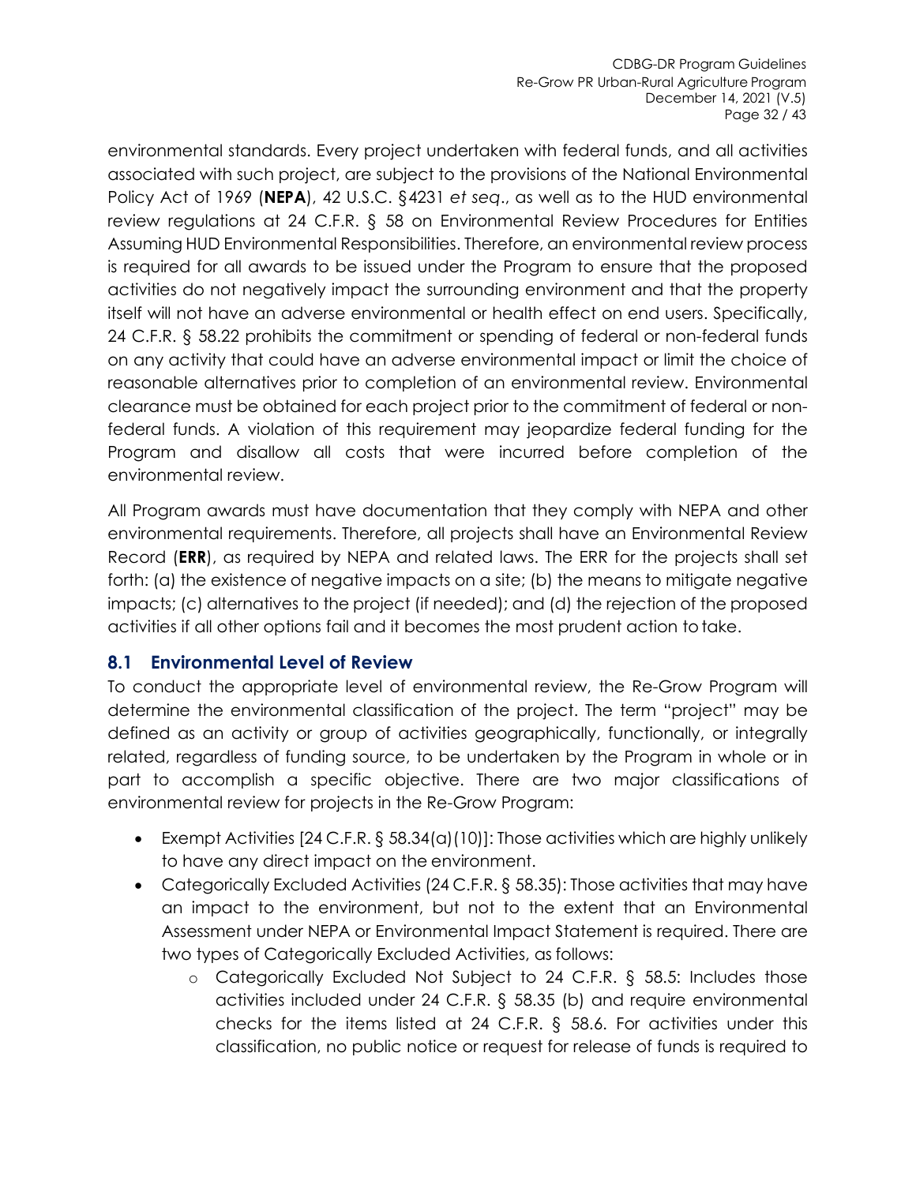environmental standards. Every project undertaken with federal funds, and all activities associated with such project, are subject to the provisions of the National Environmental Policy Act of 1969 (**NEPA**), 42 U.S.C. §4231 *et seq*., as well as to the HUD environmental review regulations at 24 C.F.R. § 58 on Environmental Review Procedures for Entities Assuming HUD Environmental Responsibilities. Therefore, an environmental review process is required for all awards to be issued under the Program to ensure that the proposed activities do not negatively impact the surrounding environment and that the property itself will not have an adverse environmental or health effect on end users. Specifically, 24 C.F.R. § 58.22 prohibits the commitment or spending of federal or non-federal funds on any activity that could have an adverse environmental impact or limit the choice of reasonable alternatives prior to completion of an environmental review. Environmental clearance must be obtained for each project prior to the commitment of federal or non-federal funds. A violation of this requirement may jeopardize federal funding for the Program and disallow all costs that were incurred before completion of the environmental review.

All Program awards must have documentation that they comply with NEPA and other environmental requirements. Therefore, all projects shall have an Environmental Review Record (**ERR**), as required by NEPA and related laws. The ERR for the projects shall set forth: (a) the existence of negative impacts on a site; (b) the means to mitigate negative impacts; (c) alternatives to the project (if needed); and (d) the rejection of the proposed activities if all other options fail and it becomes the most prudent action to take.

## 8.1 Environmental Level of Review

To conduct the appropriate level of environmental review, the Re-Grow Program will determine the environmental classification of the project. The term "project" may be defined as an activity or group of activities geographically, functionally, or integrally related, regardless of funding source, to be undertaken by the Program in whole or in part to accomplish a specific objective. There are two major classifications of environmental review for projects in the Re-Grow Program:

- Exempt Activities [24 C.F.R. § 58.34(a)(10)]: Those activities which are highly unlikely to have any direct impact on the environment.
- Categorically Excluded Activities (24 C.F.R. § 58.35): Those activities that may have an impact to the environment, but not to the extent that an Environmental Assessment under NEPA or Environmental Impact Statement is required. There are two types of Categorically Excluded Activities, as follows:
  - Categorically Excluded Not Subject to 24 C.F.R. § 58.5: Includes those activities included under 24 C.F.R. § 58.35 (b) and require environmental checks for the items listed at 24 C.F.R. § 58.6. For activities under this classification, no public notice or request for release of funds is required to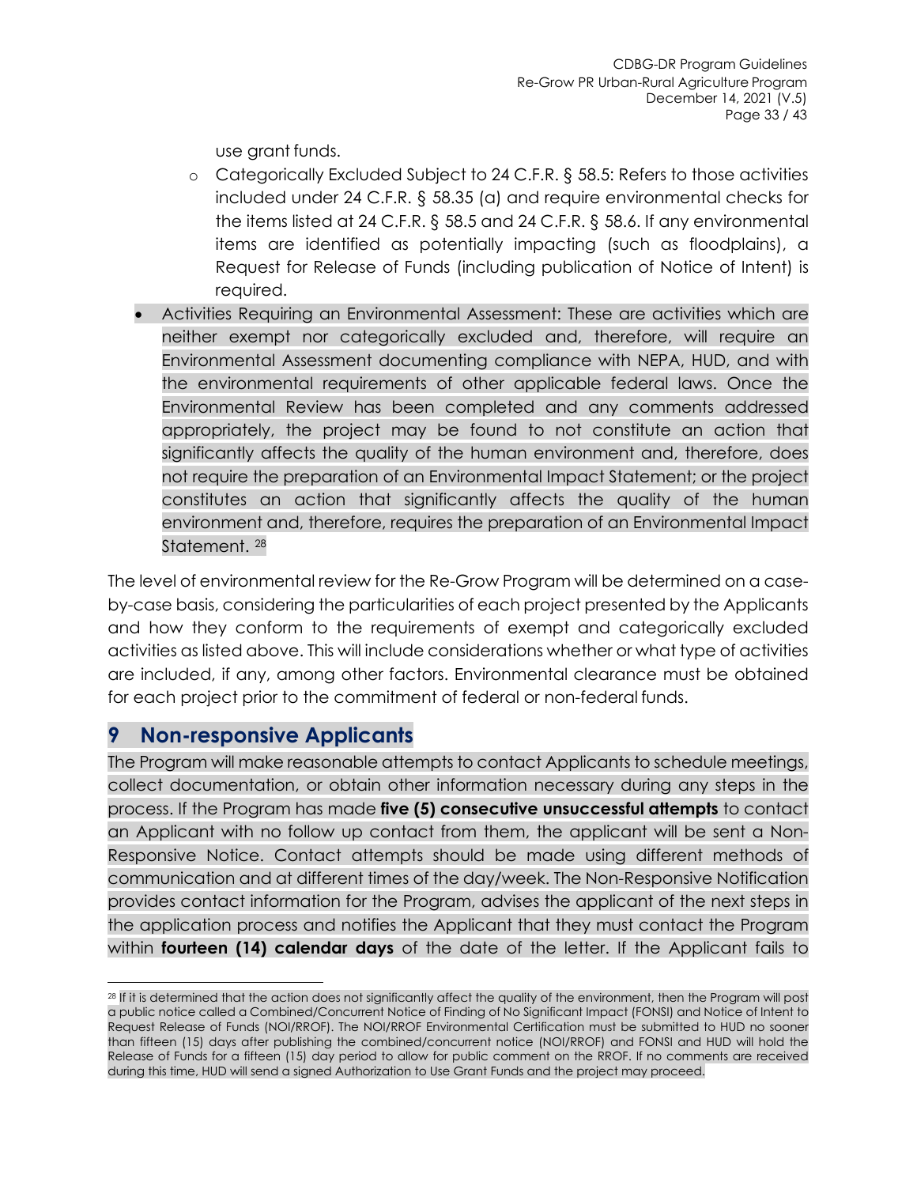use grant funds.

  - Categorically Excluded Subject to 24 C.F.R. § 58.5: Refers to those activities included under 24 C.F.R. § 58.35 (a) and require environmental checks for the items listed at 24 C.F.R. § 58.5 and 24 C.F.R. § 58.6. If any environmental items are identified as potentially impacting (such as floodplains), a Request for Release of Funds (including publication of Notice of Intent) is required.
- Activities Requiring an Environmental Assessment: These are activities which are neither exempt nor categorically excluded and, therefore, will require an Environmental Assessment documenting compliance with NEPA, HUD, and with the environmental requirements of other applicable federal laws. Once the Environmental Review has been completed and any comments addressed appropriately, the project may be found to not constitute an action that significantly affects the quality of the human environment and, therefore, does not require the preparation of an Environmental Impact Statement; or the project constitutes an action that significantly affects the quality of the human environment and, therefore, requires the preparation of an Environmental Impact Statement. [28]

The level of environmental review for the Re-Grow Program will be determined on a case-by-case basis, considering the particularities of each project presented by the Applicants and how they conform to the requirements of exempt and categorically excluded activities as listed above. This will include considerations whether or what type of activities are included, if any, among other factors. Environmental clearance must be obtained for each project prior to the commitment of federal or non-federal funds.

# 9 Non-responsive Applicants

The Program will make reasonable attempts to contact Applicants to schedule meetings, collect documentation, or obtain other information necessary during any steps in the process. If the Program has made **five (5) consecutive unsuccessful attempts** to contact an Applicant with no follow up contact from them, the applicant will be sent a Non-Responsive Notice. Contact attempts should be made using different methods of communication and at different times of the day/week. The Non-Responsive Notification provides contact information for the Program, advises the applicant of the next steps in the application process and notifies the Applicant that they must contact the Program within **fourteen (14) calendar days** of the date of the letter. If the Applicant fails to

---

[28] If it is determined that the action does not significantly affect the quality of the environment, then the Program will post a public notice called a Combined/Concurrent Notice of Finding of No Significant Impact (FONSI) and Notice of Intent to Request Release of Funds (NOI/RROF). The NOI/RROF Environmental Certification must be submitted to HUD no sooner than fifteen (15) days after publishing the combined/concurrent notice (NOI/RROF) and FONSI and HUD will hold the Release of Funds for a fifteen (15) day period to allow for public comment on the RROF. If no comments are received during this time, HUD will send a signed Authorization to Use Grant Funds and the project may proceed.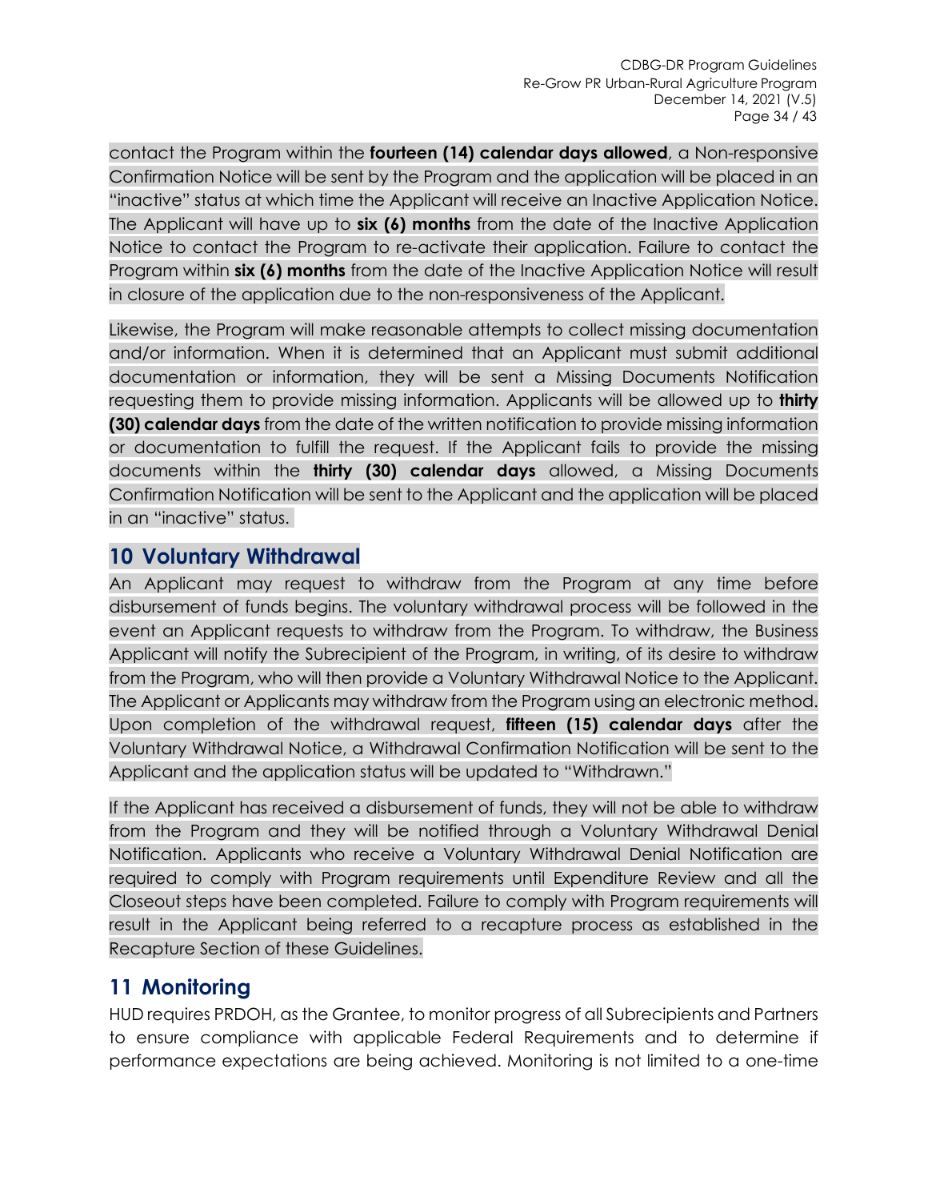contact the Program within the **fourteen (14) calendar days allowed**, a Non-responsive Confirmation Notice will be sent by the Program and the application will be placed in an "inactive" status at which time the Applicant will receive an Inactive Application Notice. The Applicant will have up to **six (6) months** from the date of the Inactive Application Notice to contact the Program to re-activate their application. Failure to contact the Program within **six (6) months** from the date of the Inactive Application Notice will result in closure of the application due to the non-responsiveness of the Applicant.

Likewise, the Program will make reasonable attempts to collect missing documentation and/or information. When it is determined that an Applicant must submit additional documentation or information, they will be sent a Missing Documents Notification requesting them to provide missing information. Applicants will be allowed up to **thirty (30) calendar days** from the date of the written notification to provide missing information or documentation to fulfill the request. If the Applicant fails to provide the missing documents within the **thirty (30) calendar days** allowed, a Missing Documents Confirmation Notification will be sent to the Applicant and the application will be placed in an "inactive" status.

# 10 Voluntary Withdrawal

An Applicant may request to withdraw from the Program at any time before disbursement of funds begins. The voluntary withdrawal process will be followed in the event an Applicant requests to withdraw from the Program. To withdraw, the Business Applicant will notify the Subrecipient of the Program, in writing, of its desire to withdraw from the Program, who will then provide a Voluntary Withdrawal Notice to the Applicant. The Applicant or Applicants may withdraw from the Program using an electronic method. Upon completion of the withdrawal request, **fifteen (15) calendar days** after the Voluntary Withdrawal Notice, a Withdrawal Confirmation Notification will be sent to the Applicant and the application status will be updated to "Withdrawn."

If the Applicant has received a disbursement of funds, they will not be able to withdraw from the Program and they will be notified through a Voluntary Withdrawal Denial Notification. Applicants who receive a Voluntary Withdrawal Denial Notification are required to comply with Program requirements until Expenditure Review and all the Closeout steps have been completed. Failure to comply with Program requirements will result in the Applicant being referred to a recapture process as established in the Recapture Section of these Guidelines.

# 11 Monitoring

HUD requires PRDOH, as the Grantee, to monitor progress of all Subrecipients and Partners to ensure compliance with applicable Federal Requirements and to determine if performance expectations are being achieved. Monitoring is not limited to a one-time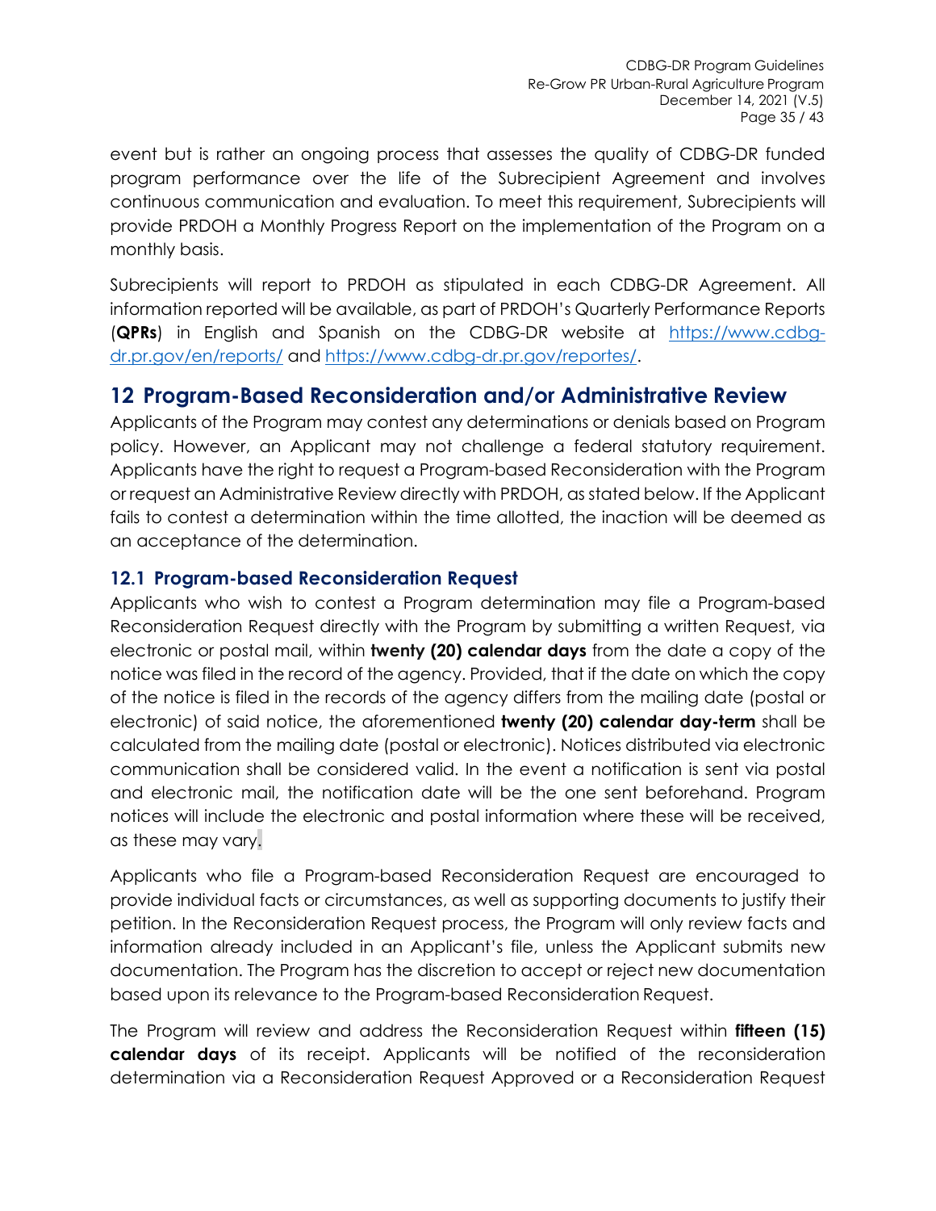event but is rather an ongoing process that assesses the quality of CDBG-DR funded program performance over the life of the Subrecipient Agreement and involves continuous communication and evaluation. To meet this requirement, Subrecipients will provide PRDOH a Monthly Progress Report on the implementation of the Program on a monthly basis.

Subrecipients will report to PRDOH as stipulated in each CDBG-DR Agreement. All information reported will be available, as part of PRDOH's Quarterly Performance Reports (**QPRs**) in English and Spanish on the CDBG-DR website at [https://www.cdbg-dr.pr.gov/en/reports/](https://www.cdbg-dr.pr.gov/en/reports/) and [https://www.cdbg-dr.pr.gov/reportes/](https://www.cdbg-dr.pr.gov/reportes/).

# 12 Program-Based Reconsideration and/or Administrative Review

Applicants of the Program may contest any determinations or denials based on Program policy. However, an Applicant may not challenge a federal statutory requirement. Applicants have the right to request a Program-based Reconsideration with the Program or request an Administrative Review directly with PRDOH, as stated below. If the Applicant fails to contest a determination within the time allotted, the inaction will be deemed as an acceptance of the determination.

## 12.1 Program-based Reconsideration Request

Applicants who wish to contest a Program determination may file a Program-based Reconsideration Request directly with the Program by submitting a written Request, via electronic or postal mail, within **twenty (20) calendar days** from the date a copy of the notice was filed in the record of the agency. Provided, that if the date on which the copy of the notice is filed in the records of the agency differs from the mailing date (postal or electronic) of said notice, the aforementioned **twenty (20) calendar day-term** shall be calculated from the mailing date (postal or electronic). Notices distributed via electronic communication shall be considered valid. In the event a notification is sent via postal and electronic mail, the notification date will be the one sent beforehand. Program notices will include the electronic and postal information where these will be received, as these may vary.

Applicants who file a Program-based Reconsideration Request are encouraged to provide individual facts or circumstances, as well as supporting documents to justify their petition. In the Reconsideration Request process, the Program will only review facts and information already included in an Applicant's file, unless the Applicant submits new documentation. The Program has the discretion to accept or reject new documentation based upon its relevance to the Program-based Reconsideration Request.

The Program will review and address the Reconsideration Request within **fifteen (15) calendar days** of its receipt. Applicants will be notified of the reconsideration determination via a Reconsideration Request Approved or a Reconsideration Request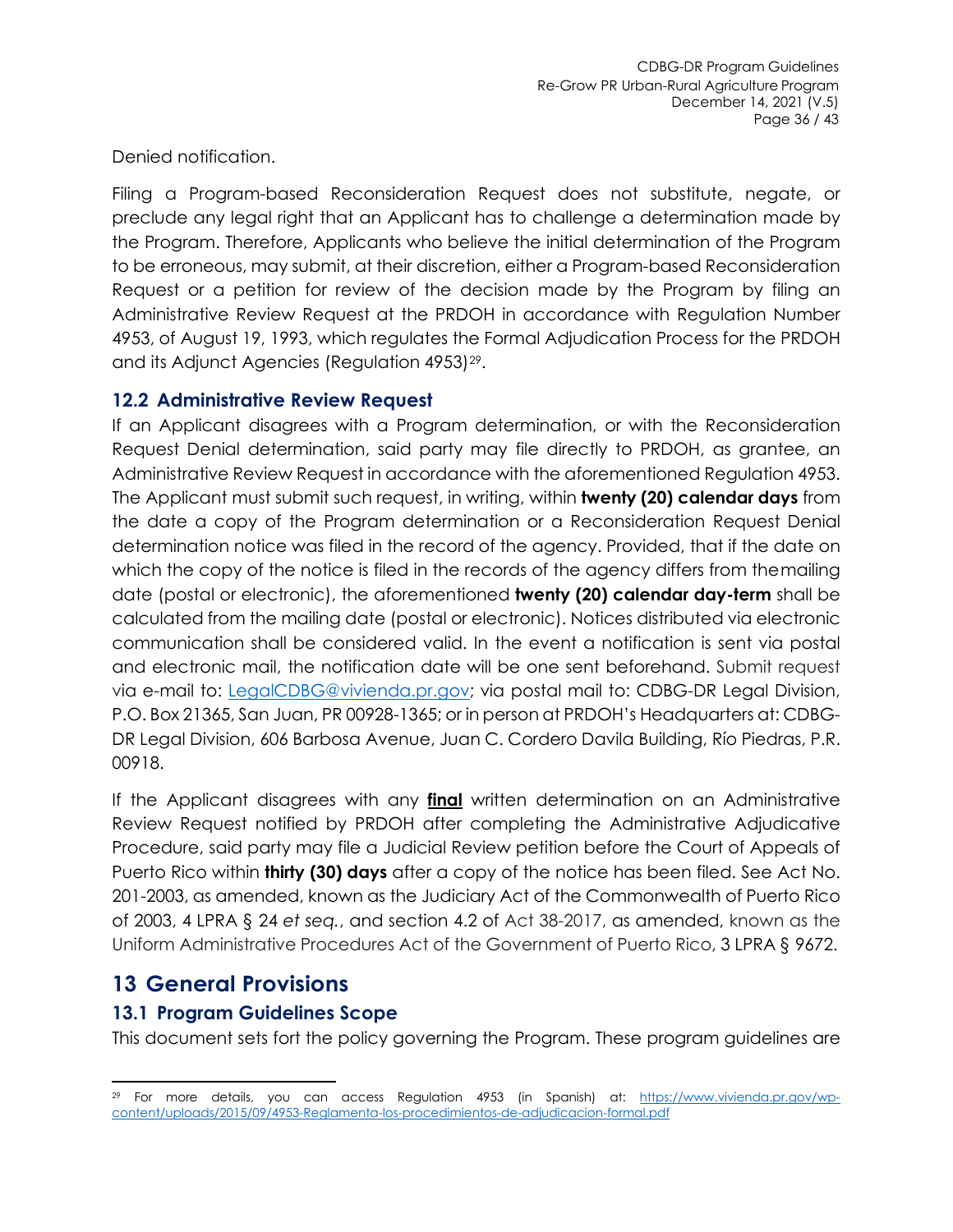Denied notification.

Filing a Program-based Reconsideration Request does not substitute, negate, or preclude any legal right that an Applicant has to challenge a determination made by the Program. Therefore, Applicants who believe the initial determination of the Program to be erroneous, may submit, at their discretion, either a Program-based Reconsideration Request or a petition for review of the decision made by the Program by filing an Administrative Review Request at the PRDOH in accordance with Regulation Number 4953, of August 19, 1993, which regulates the Formal Adjudication Process for the PRDOH and its Adjunct Agencies (Regulation 4953)[29].

## 12.2 Administrative Review Request

If an Applicant disagrees with a Program determination, or with the Reconsideration Request Denial determination, said party may file directly to PRDOH, as grantee, an Administrative Review Request in accordance with the aforementioned Regulation 4953. The Applicant must submit such request, in writing, within **twenty (20) calendar days** from the date a copy of the Program determination or a Reconsideration Request Denial determination notice was filed in the record of the agency. Provided, that if the date on which the copy of the notice is filed in the records of the agency differs from the mailing date (postal or electronic), the aforementioned **twenty (20) calendar day-term** shall be calculated from the mailing date (postal or electronic). Notices distributed via electronic communication shall be considered valid. In the event a notification is sent via postal and electronic mail, the notification date will be one sent beforehand. Submit request via e-mail to: LegalCDBG@vivienda.pr.gov; via postal mail to: CDBG-DR Legal Division, P.O. Box 21365, San Juan, PR 00928-1365; or in person at PRDOH's Headquarters at: CDBG-DR Legal Division, 606 Barbosa Avenue, Juan C. Cordero Davila Building, Río Piedras, P.R. 00918.

If the Applicant disagrees with any **final** written determination on an Administrative Review Request notified by PRDOH after completing the Administrative Adjudicative Procedure, said party may file a Judicial Review petition before the Court of Appeals of Puerto Rico within **thirty (30) days** after a copy of the notice has been filed. See Act No. 201-2003, as amended, known as the Judiciary Act of the Commonwealth of Puerto Rico of 2003, 4 LPRA § 24 *et seq.*, and section 4.2 of Act 38-2017, as amended, known as the Uniform Administrative Procedures Act of the Government of Puerto Rico, 3 LPRA § 9672.

# 13 General Provisions

## 13.1 Program Guidelines Scope

This document sets fort the policy governing the Program. These program guidelines are

---

[29] For more details, you can access Regulation 4953 (in Spanish) at: https://www.vivienda.pr.gov/wp-content/uploads/2015/09/4953-Reglamenta-los-procedimientos-de-adjudicacion-formal.pdf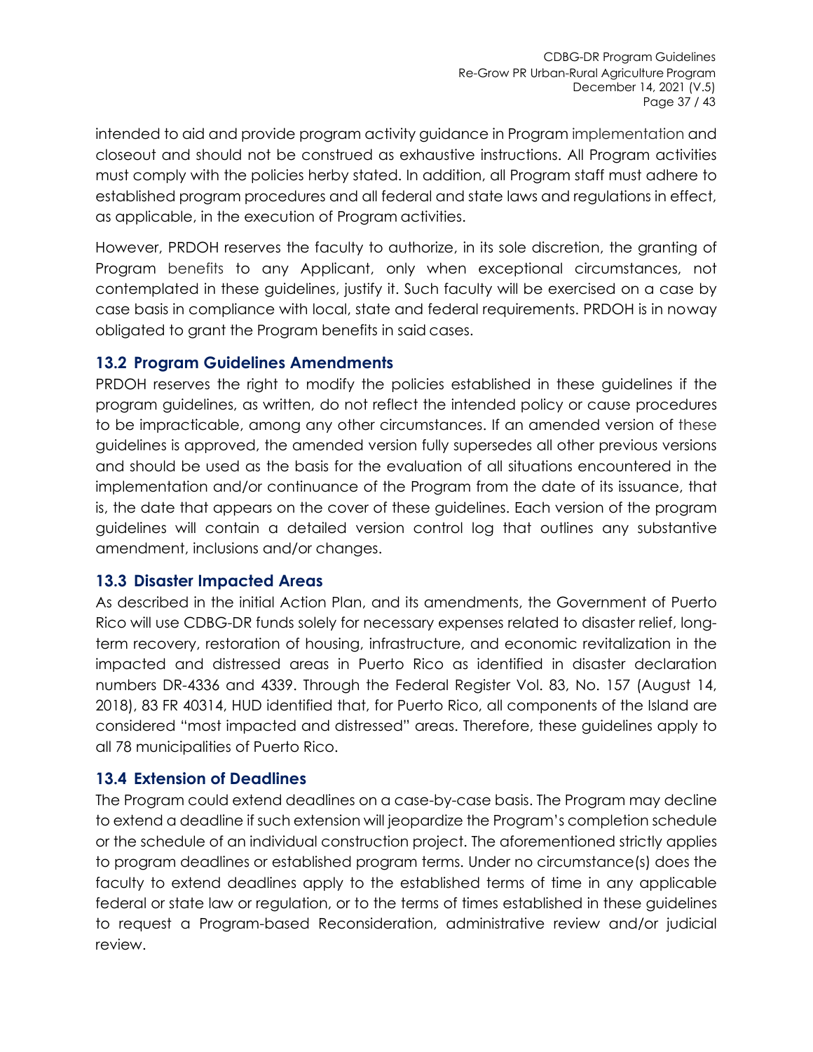intended to aid and provide program activity guidance in Program implementation and closeout and should not be construed as exhaustive instructions. All Program activities must comply with the policies herby stated. In addition, all Program staff must adhere to established program procedures and all federal and state laws and regulations in effect, as applicable, in the execution of Program activities.

However, PRDOH reserves the faculty to authorize, in its sole discretion, the granting of Program benefits to any Applicant, only when exceptional circumstances, not contemplated in these guidelines, justify it. Such faculty will be exercised on a case by case basis in compliance with local, state and federal requirements. PRDOH is in noway obligated to grant the Program benefits in said cases.

## 13.2 Program Guidelines Amendments

PRDOH reserves the right to modify the policies established in these guidelines if the program guidelines, as written, do not reflect the intended policy or cause procedures to be impracticable, among any other circumstances. If an amended version of these guidelines is approved, the amended version fully supersedes all other previous versions and should be used as the basis for the evaluation of all situations encountered in the implementation and/or continuance of the Program from the date of its issuance, that is, the date that appears on the cover of these guidelines. Each version of the program guidelines will contain a detailed version control log that outlines any substantive amendment, inclusions and/or changes.

## 13.3 Disaster Impacted Areas

As described in the initial Action Plan, and its amendments, the Government of Puerto Rico will use CDBG-DR funds solely for necessary expenses related to disaster relief, long-term recovery, restoration of housing, infrastructure, and economic revitalization in the impacted and distressed areas in Puerto Rico as identified in disaster declaration numbers DR-4336 and 4339. Through the Federal Register Vol. 83, No. 157 (August 14, 2018), 83 FR 40314, HUD identified that, for Puerto Rico, all components of the Island are considered "most impacted and distressed" areas. Therefore, these guidelines apply to all 78 municipalities of Puerto Rico.

## 13.4 Extension of Deadlines

The Program could extend deadlines on a case-by-case basis. The Program may decline to extend a deadline if such extension will jeopardize the Program's completion schedule or the schedule of an individual construction project. The aforementioned strictly applies to program deadlines or established program terms. Under no circumstance(s) does the faculty to extend deadlines apply to the established terms of time in any applicable federal or state law or regulation, or to the terms of times established in these guidelines to request a Program-based Reconsideration, administrative review and/or judicial review.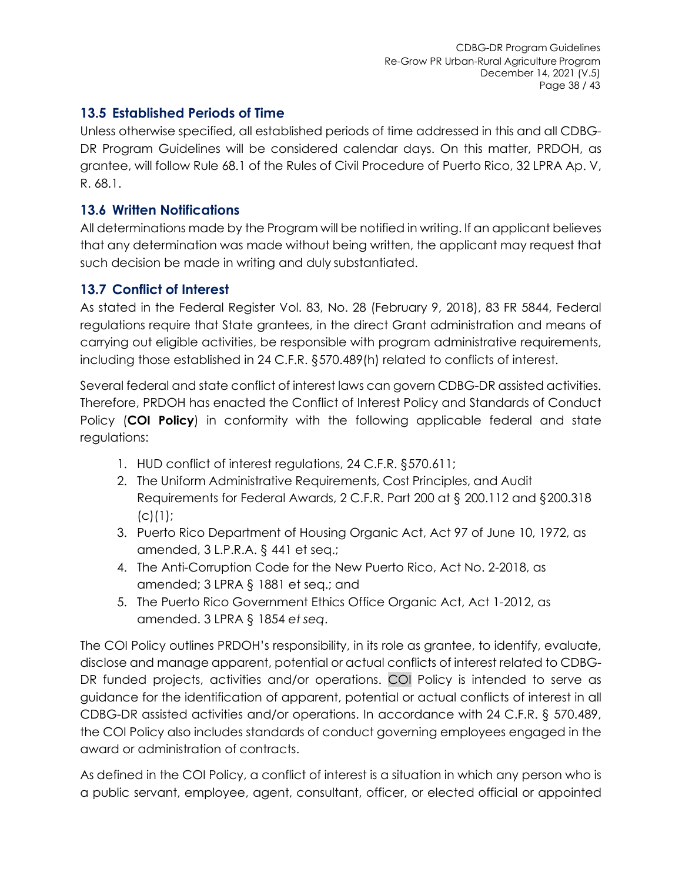## 13.5 Established Periods of Time

Unless otherwise specified, all established periods of time addressed in this and all CDBG-DR Program Guidelines will be considered calendar days. On this matter, PRDOH, as grantee, will follow Rule 68.1 of the Rules of Civil Procedure of Puerto Rico, 32 LPRA Ap. V, R. 68.1.

## 13.6 Written Notifications

All determinations made by the Program will be notified in writing. If an applicant believes that any determination was made without being written, the applicant may request that such decision be made in writing and duly substantiated.

## 13.7 Conflict of Interest

As stated in the Federal Register Vol. 83, No. 28 (February 9, 2018), 83 FR 5844, Federal regulations require that State grantees, in the direct Grant administration and means of carrying out eligible activities, be responsible with program administrative requirements, including those established in 24 C.F.R. §570.489(h) related to conflicts of interest.

Several federal and state conflict of interest laws can govern CDBG-DR assisted activities. Therefore, PRDOH has enacted the Conflict of Interest Policy and Standards of Conduct Policy (**COI Policy**) in conformity with the following applicable federal and state regulations:

1. HUD conflict of interest regulations, 24 C.F.R. §570.611;
2. The Uniform Administrative Requirements, Cost Principles, and Audit Requirements for Federal Awards, 2 C.F.R. Part 200 at § 200.112 and §200.318 (c)(1);
3. Puerto Rico Department of Housing Organic Act, Act 97 of June 10, 1972, as amended, 3 L.P.R.A. § 441 et seq.;
4. The Anti-Corruption Code for the New Puerto Rico, Act No. 2-2018, as amended; 3 LPRA § 1881 et seq.; and
5. The Puerto Rico Government Ethics Office Organic Act, Act 1-2012, as amended. 3 LPRA § 1854 *et seq*.

The COI Policy outlines PRDOH's responsibility, in its role as grantee, to identify, evaluate, disclose and manage apparent, potential or actual conflicts of interest related to CDBG-DR funded projects, activities and/or operations. COI Policy is intended to serve as guidance for the identification of apparent, potential or actual conflicts of interest in all CDBG-DR assisted activities and/or operations. In accordance with 24 C.F.R. § 570.489, the COI Policy also includes standards of conduct governing employees engaged in the award or administration of contracts.

As defined in the COI Policy, a conflict of interest is a situation in which any person who is a public servant, employee, agent, consultant, officer, or elected official or appointed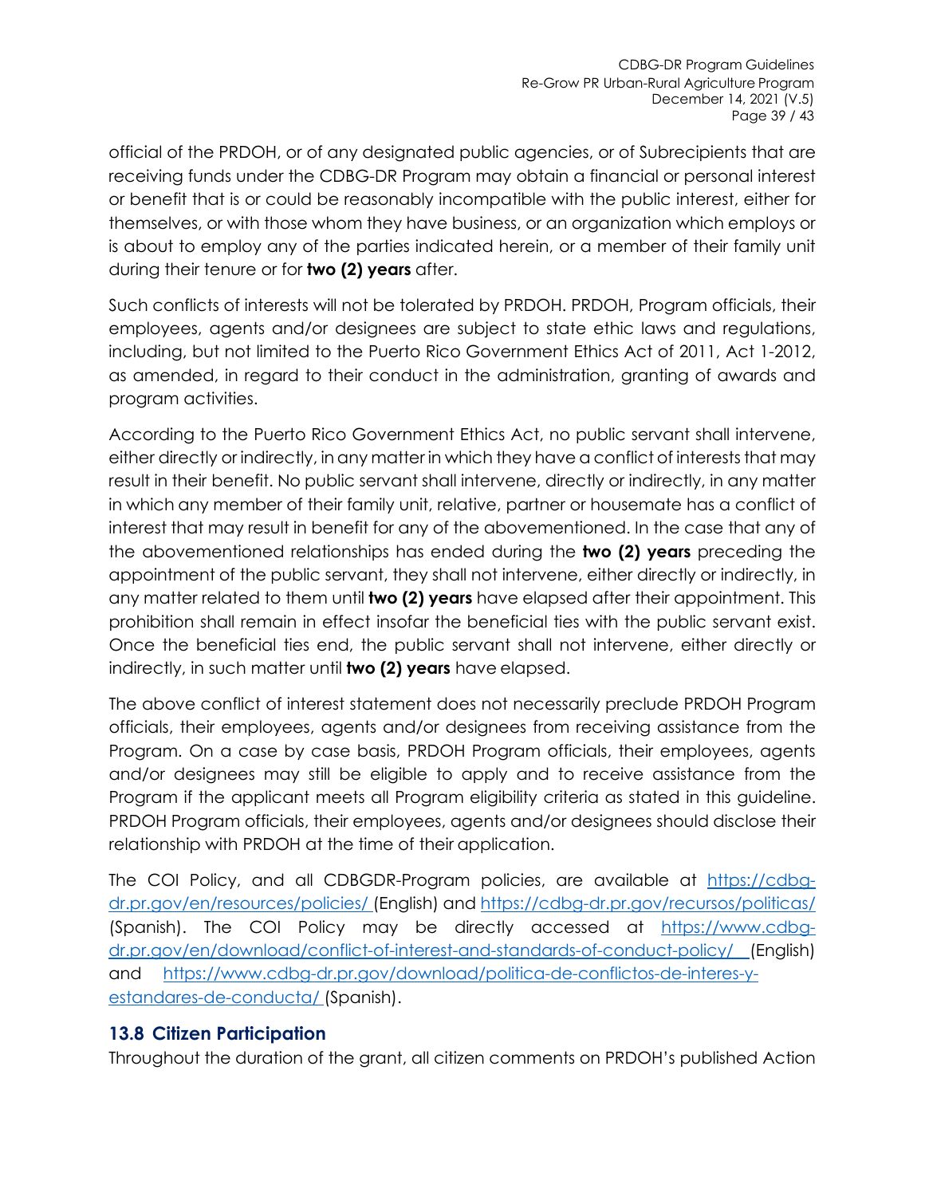official of the PRDOH, or of any designated public agencies, or of Subrecipients that are receiving funds under the CDBG-DR Program may obtain a financial or personal interest or benefit that is or could be reasonably incompatible with the public interest, either for themselves, or with those whom they have business, or an organization which employs or is about to employ any of the parties indicated herein, or a member of their family unit during their tenure or for **two (2) years** after.

Such conflicts of interests will not be tolerated by PRDOH. PRDOH, Program officials, their employees, agents and/or designees are subject to state ethic laws and regulations, including, but not limited to the Puerto Rico Government Ethics Act of 2011, Act 1-2012, as amended, in regard to their conduct in the administration, granting of awards and program activities.

According to the Puerto Rico Government Ethics Act, no public servant shall intervene, either directly or indirectly, in any matter in which they have a conflict of interests that may result in their benefit. No public servant shall intervene, directly or indirectly, in any matter in which any member of their family unit, relative, partner or housemate has a conflict of interest that may result in benefit for any of the abovementioned. In the case that any of the abovementioned relationships has ended during the **two (2) years** preceding the appointment of the public servant, they shall not intervene, either directly or indirectly, in any matter related to them until **two (2) years** have elapsed after their appointment. This prohibition shall remain in effect insofar the beneficial ties with the public servant exist. Once the beneficial ties end, the public servant shall not intervene, either directly or indirectly, in such matter until **two (2) years** have elapsed.

The above conflict of interest statement does not necessarily preclude PRDOH Program officials, their employees, agents and/or designees from receiving assistance from the Program. On a case by case basis, PRDOH Program officials, their employees, agents and/or designees may still be eligible to apply and to receive assistance from the Program if the applicant meets all Program eligibility criteria as stated in this guideline. PRDOH Program officials, their employees, agents and/or designees should disclose their relationship with PRDOH at the time of their application.

The COI Policy, and all CDBGDR-Program policies, are available at [https://cdbg-dr.pr.gov/en/resources/policies/](https://cdbg-dr.pr.gov/en/resources/policies/) (English) and [https://cdbg-dr.pr.gov/recursos/politicas/](https://cdbg-dr.pr.gov/recursos/politicas/) (Spanish). The COI Policy may be directly accessed at [https://www.cdbg-dr.pr.gov/en/download/conflict-of-interest-and-standards-of-conduct-policy/](https://www.cdbg-dr.pr.gov/en/download/conflict-of-interest-and-standards-of-conduct-policy/) (English) and [https://www.cdbg-dr.pr.gov/download/politica-de-conflictos-de-interes-y-estandares-de-conducta/](https://www.cdbg-dr.pr.gov/download/politica-de-conflictos-de-interes-y-estandares-de-conducta/) (Spanish).

## 13.8 Citizen Participation

Throughout the duration of the grant, all citizen comments on PRDOH's published Action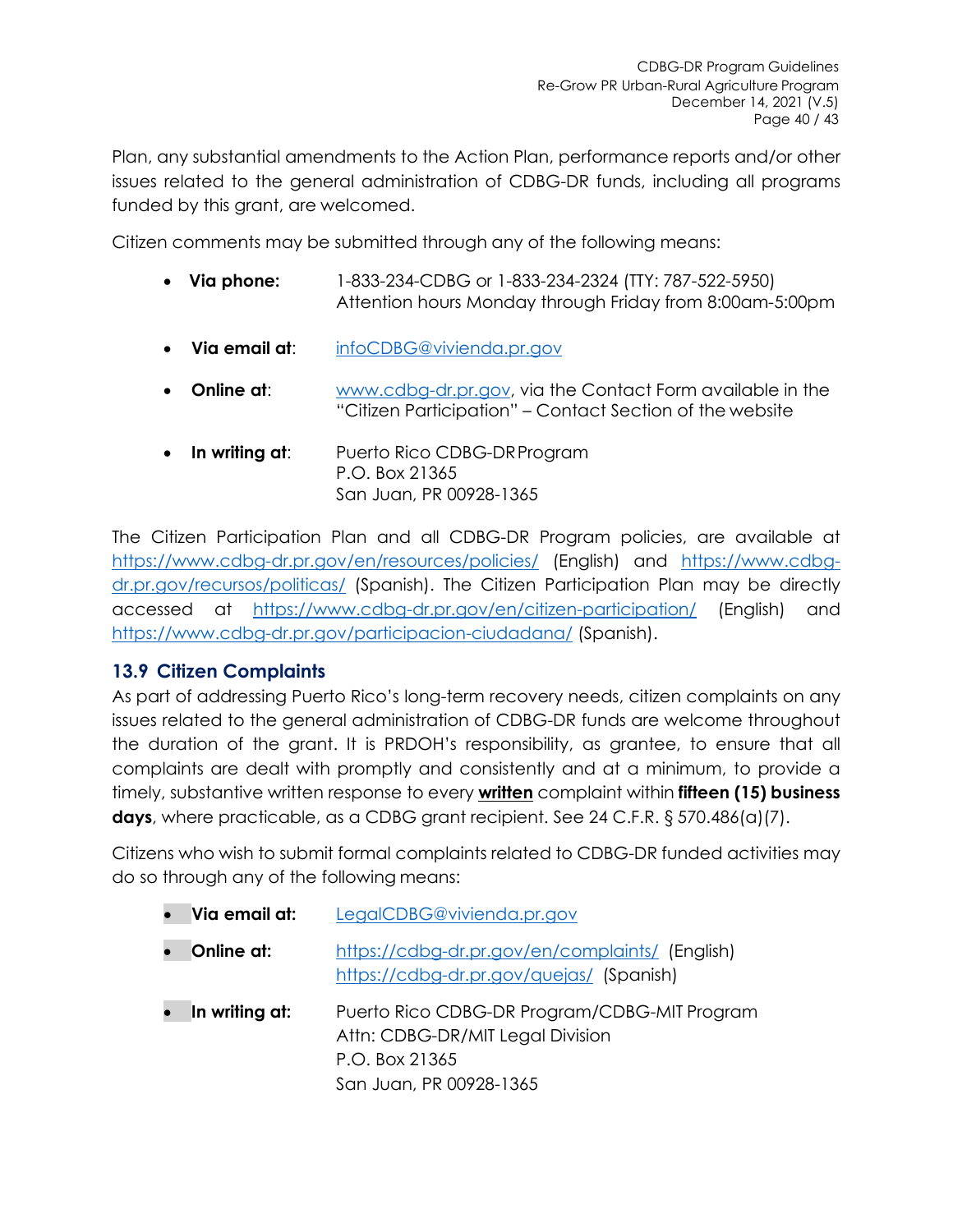Plan, any substantial amendments to the Action Plan, performance reports and/or other issues related to the general administration of CDBG-DR funds, including all programs funded by this grant, are welcomed.

Citizen comments may be submitted through any of the following means:

- **Via phone:** 1-833-234-CDBG or 1-833-234-2324 (TTY: 787-522-5950) Attention hours Monday through Friday from 8:00am-5:00pm
- **Via email at**: infoCDBG@vivienda.pr.gov
- **Online at**: www.cdbg-dr.pr.gov, via the Contact Form available in the "Citizen Participation" – Contact Section of the website
- **In writing at**: Puerto Rico CDBG-DR Program
  P.O. Box 21365
  San Juan, PR 00928-1365

The Citizen Participation Plan and all CDBG-DR Program policies, are available at https://www.cdbg-dr.pr.gov/en/resources/policies/ (English) and https://www.cdbg-dr.pr.gov/recursos/politicas/ (Spanish). The Citizen Participation Plan may be directly accessed at https://www.cdbg-dr.pr.gov/en/citizen-participation/ (English) and https://www.cdbg-dr.pr.gov/participacion-ciudadana/ (Spanish).

## 13.9 Citizen Complaints

As part of addressing Puerto Rico's long-term recovery needs, citizen complaints on any issues related to the general administration of CDBG-DR funds are welcome throughout the duration of the grant. It is PRDOH's responsibility, as grantee, to ensure that all complaints are dealt with promptly and consistently and at a minimum, to provide a timely, substantive written response to every **written** complaint within **fifteen (15) business days**, where practicable, as a CDBG grant recipient. See 24 C.F.R. § 570.486(a)(7).

Citizens who wish to submit formal complaints related to CDBG-DR funded activities may do so through any of the following means:

- **Via email at:** LegalCDBG@vivienda.pr.gov
- **Online at:** https://cdbg-dr.pr.gov/en/complaints/ (English)
  https://cdbg-dr.pr.gov/quejas/ (Spanish)
- **In writing at:** Puerto Rico CDBG-DR Program/CDBG-MIT Program
  Attn: CDBG-DR/MIT Legal Division
  P.O. Box 21365
  San Juan, PR 00928-1365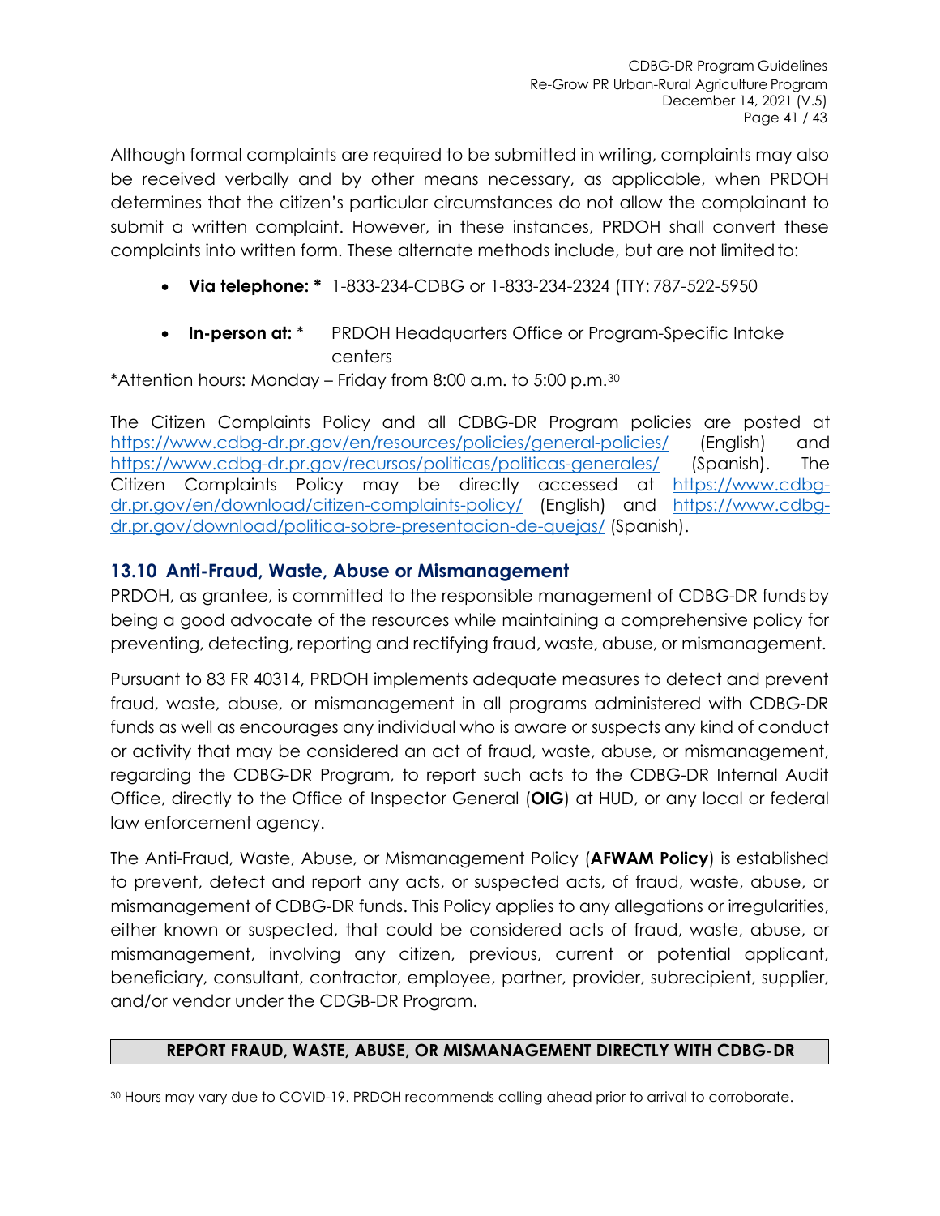Although formal complaints are required to be submitted in writing, complaints may also be received verbally and by other means necessary, as applicable, when PRDOH determines that the citizen's particular circumstances do not allow the complainant to submit a written complaint. However, in these instances, PRDOH shall convert these complaints into written form. These alternate methods include, but are not limited to:

- **Via telephone: *** 1-833-234-CDBG or 1-833-234-2324 (TTY: 787-522-5950
- **In-person at:** * PRDOH Headquarters Office or Program-Specific Intake centers

*Attention hours: Monday – Friday from 8:00 a.m. to 5:00 p.m.[30]

The Citizen Complaints Policy and all CDBG-DR Program policies are posted at https://www.cdbg-dr.pr.gov/en/resources/policies/general-policies/ (English) and https://www.cdbg-dr.pr.gov/recursos/politicas/politicas-generales/ (Spanish). The Citizen Complaints Policy may be directly accessed at https://www.cdbg-dr.pr.gov/en/download/citizen-complaints-policy/ (English) and https://www.cdbg-dr.pr.gov/download/politica-sobre-presentacion-de-quejas/ (Spanish).

## 13.10 Anti-Fraud, Waste, Abuse or Mismanagement

PRDOH, as grantee, is committed to the responsible management of CDBG-DR funds by being a good advocate of the resources while maintaining a comprehensive policy for preventing, detecting, reporting and rectifying fraud, waste, abuse, or mismanagement.

Pursuant to 83 FR 40314, PRDOH implements adequate measures to detect and prevent fraud, waste, abuse, or mismanagement in all programs administered with CDBG-DR funds as well as encourages any individual who is aware or suspects any kind of conduct or activity that may be considered an act of fraud, waste, abuse, or mismanagement, regarding the CDBG-DR Program, to report such acts to the CDBG-DR Internal Audit Office, directly to the Office of Inspector General (**OIG**) at HUD, or any local or federal law enforcement agency.

The Anti-Fraud, Waste, Abuse, or Mismanagement Policy (**AFWAM Policy**) is established to prevent, detect and report any acts, or suspected acts, of fraud, waste, abuse, or mismanagement of CDBG-DR funds. This Policy applies to any allegations or irregularities, either known or suspected, that could be considered acts of fraud, waste, abuse, or mismanagement, involving any citizen, previous, current or potential applicant, beneficiary, consultant, contractor, employee, partner, provider, subrecipient, supplier, and/or vendor under the CDGB-DR Program.

| **REPORT FRAUD, WASTE, ABUSE, OR MISMANAGEMENT DIRECTLY WITH CDBG-DR** |
| --- |

[30] Hours may vary due to COVID-19. PRDOH recommends calling ahead prior to arrival to corroborate.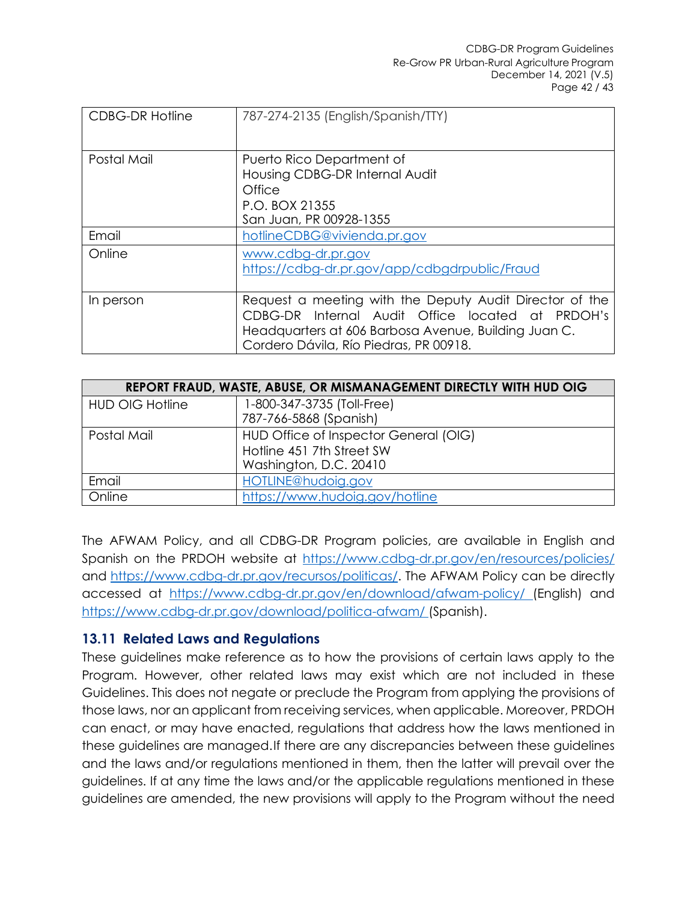| CDBG-DR Hotline | 787-274-2135 (English/Spanish/TTY) |
|---|---|
| Postal Mail | Puerto Rico Department of Housing CDBG-DR Internal Audit Office<br>P.O. BOX 21355<br>San Juan, PR 00928-1355 |
| Email | hotlineCDBG@vivienda.pr.gov |
| Online | www.cdbg-dr.pr.gov<br>https://cdbg-dr.pr.gov/app/cdbgdrpublic/Fraud |
| In person | Request a meeting with the Deputy Audit Director of the CDBG-DR Internal Audit Office located at PRDOH's Headquarters at 606 Barbosa Avenue, Building Juan C. Cordero Dávila, Río Piedras, PR 00918. |

| REPORT FRAUD, WASTE, ABUSE, OR MISMANAGEMENT DIRECTLY WITH HUD OIG | |
|---|---|
| HUD OIG Hotline | 1-800-347-3735 (Toll-Free)<br>787-766-5868 (Spanish) |
| Postal Mail | HUD Office of Inspector General (OIG)<br>Hotline 451 7th Street SW<br>Washington, D.C. 20410 |
| Email | HOTLINE@hudoig.gov |
| Online | https://www.hudoig.gov/hotline |

The AFWAM Policy, and all CDBG-DR Program policies, are available in English and Spanish on the PRDOH website at https://www.cdbg-dr.pr.gov/en/resources/policies/ and https://www.cdbg-dr.pr.gov/recursos/politicas/. The AFWAM Policy can be directly accessed at https://www.cdbg-dr.pr.gov/en/download/afwam-policy/ (English) and https://www.cdbg-dr.pr.gov/download/politica-afwam/ (Spanish).

## 13.11 Related Laws and Regulations

These guidelines make reference as to how the provisions of certain laws apply to the Program. However, other related laws may exist which are not included in these Guidelines. This does not negate or preclude the Program from applying the provisions of those laws, nor an applicant from receiving services, when applicable. Moreover, PRDOH can enact, or may have enacted, regulations that address how the laws mentioned in these guidelines are managed.If there are any discrepancies between these guidelines and the laws and/or regulations mentioned in them, then the latter will prevail over the guidelines. If at any time the laws and/or the applicable regulations mentioned in these guidelines are amended, the new provisions will apply to the Program without the need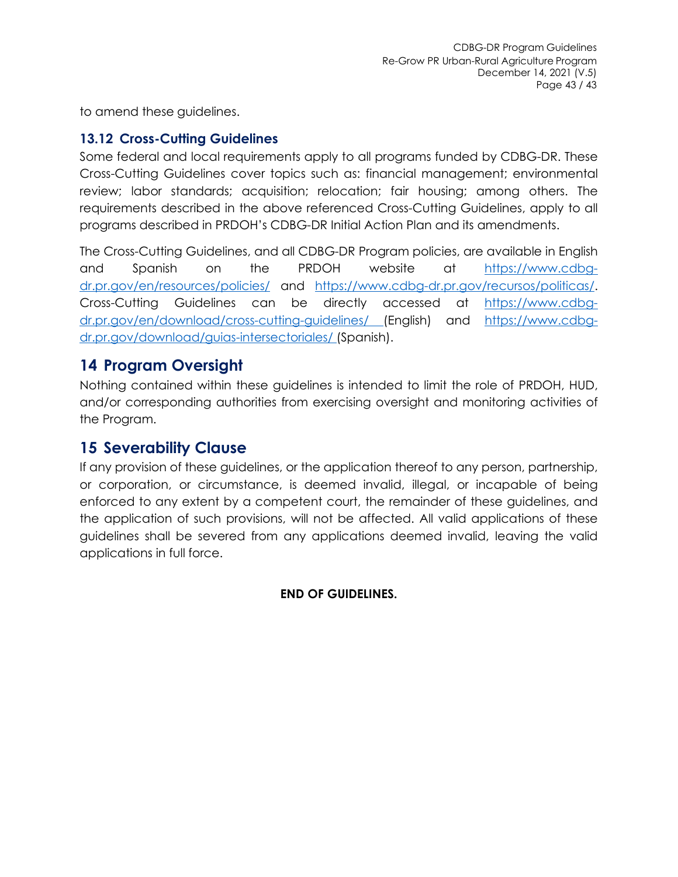to amend these guidelines.

### 13.12 Cross-Cutting Guidelines

Some federal and local requirements apply to all programs funded by CDBG-DR. These Cross-Cutting Guidelines cover topics such as: financial management; environmental review; labor standards; acquisition; relocation; fair housing; among others. The requirements described in the above referenced Cross-Cutting Guidelines, apply to all programs described in PRDOH's CDBG-DR Initial Action Plan and its amendments.

The Cross-Cutting Guidelines, and all CDBG-DR Program policies, are available in English and Spanish on the PRDOH website at https://www.cdbg-dr.pr.gov/en/resources/policies/ and https://www.cdbg-dr.pr.gov/recursos/politicas/. Cross-Cutting Guidelines can be directly accessed at https://www.cdbg-dr.pr.gov/en/download/cross-cutting-guidelines/ (English) and https://www.cdbg-dr.pr.gov/download/guias-intersectoriales/ (Spanish).

## 14 Program Oversight

Nothing contained within these guidelines is intended to limit the role of PRDOH, HUD, and/or corresponding authorities from exercising oversight and monitoring activities of the Program.

## 15 Severability Clause

If any provision of these guidelines, or the application thereof to any person, partnership, or corporation, or circumstance, is deemed invalid, illegal, or incapable of being enforced to any extent by a competent court, the remainder of these guidelines, and the application of such provisions, will not be affected. All valid applications of these guidelines shall be severed from any applications deemed invalid, leaving the valid applications in full force.

**END OF GUIDELINES.**